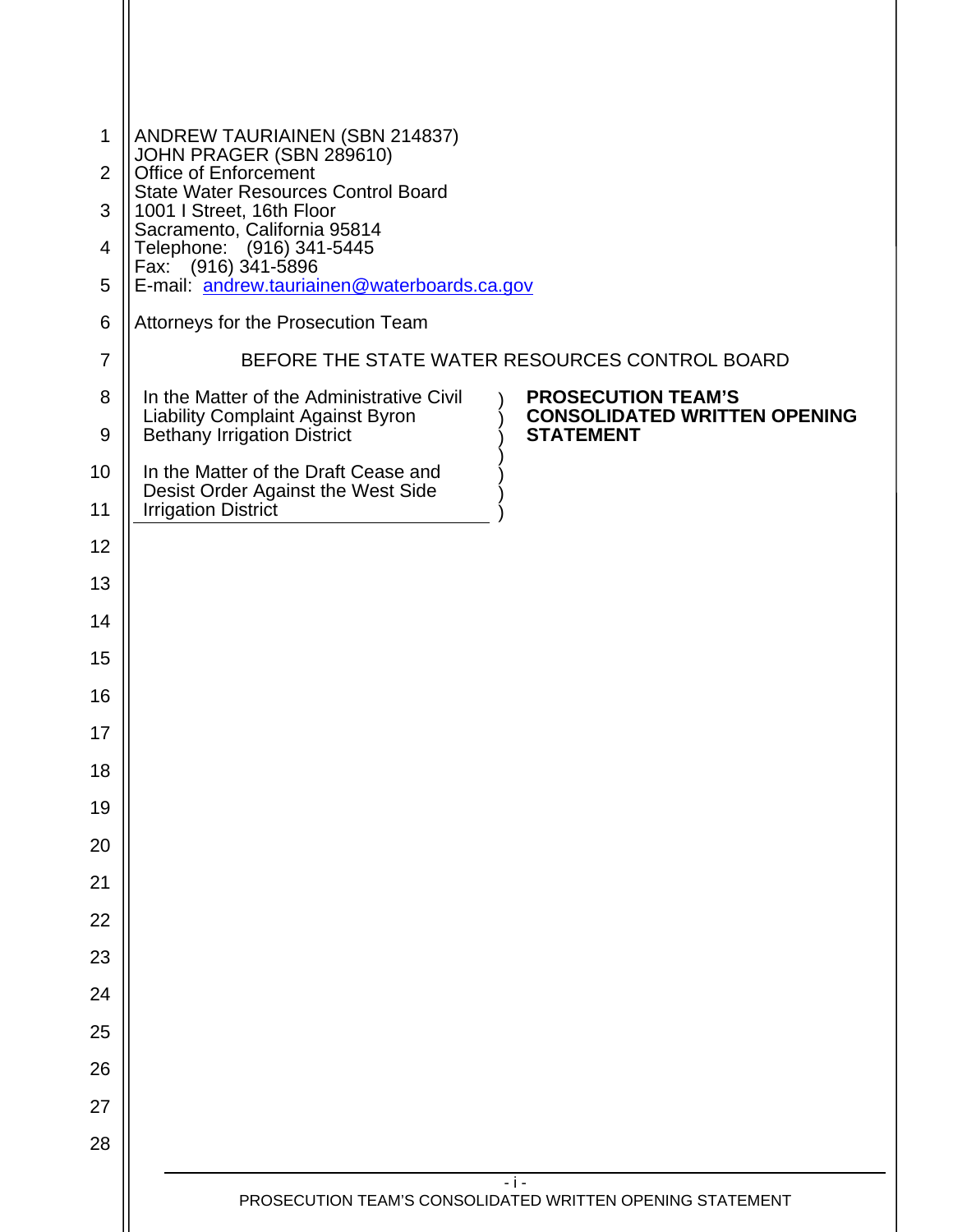ANDREW TAURIAINEN (SBN 214837)
JOHN PRAGER (SBN 289610)
Office of Enforcement
State Water Resources Control Board
1001 I Street, 16th Floor
Sacramento, California 95814
Telephone: (916) 341-5445
Fax: (916) 341-5896
E-mail: andrew.tauriainen@waterboards.ca.gov

Attorneys for the Prosecution Team

BEFORE THE STATE WATER RESOURCES CONTROL BOARD

| | |
|---|---|
| In the Matter of the Administrative Civil Liability Complaint Against Byron Bethany Irrigation District<br><br>In the Matter of the Draft Cease and Desist Order Against the West Side Irrigation District | **PROSECUTION TEAM'S CONSOLIDATED WRITTEN OPENING STATEMENT** |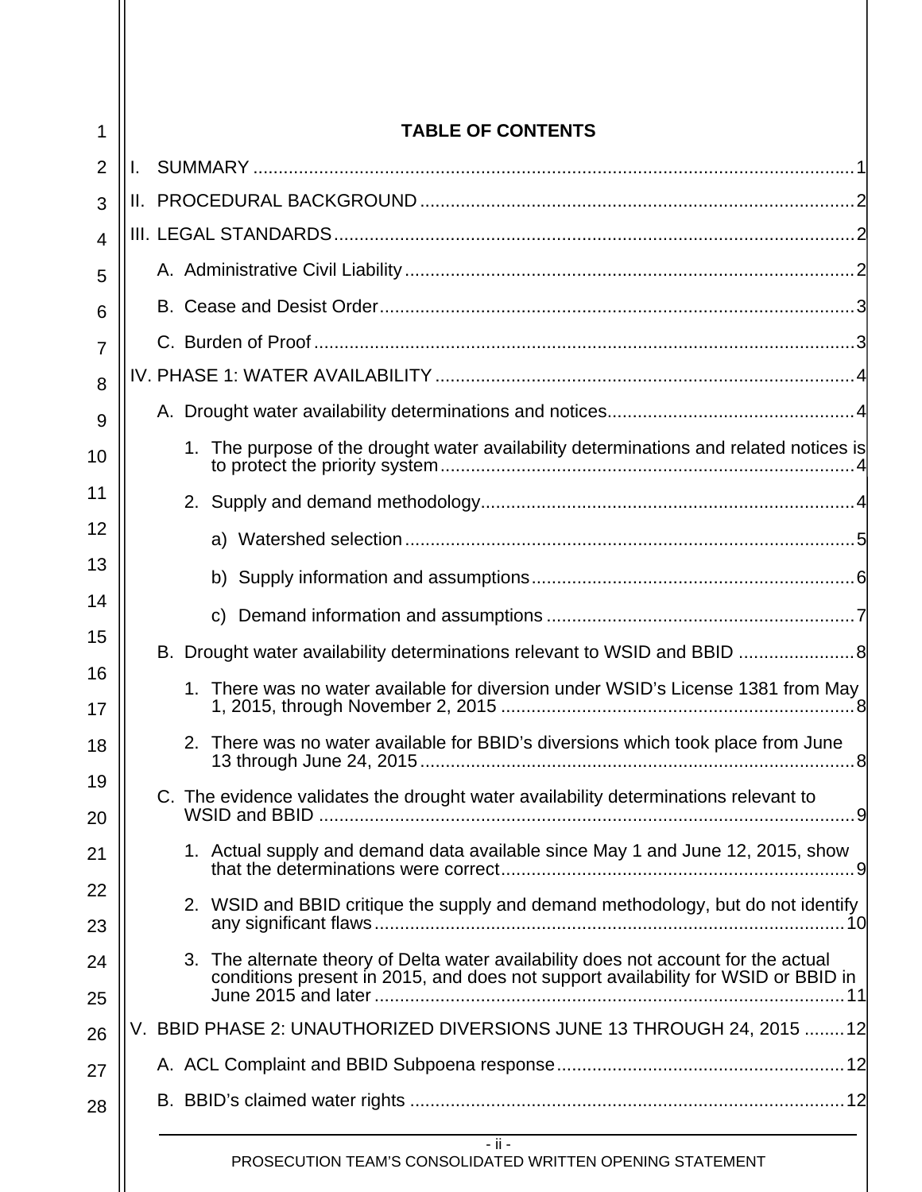## TABLE OF CONTENTS

I. SUMMARY ..... 1

II. PROCEDURAL BACKGROUND ..... 2

III. LEGAL STANDARDS ..... 2

- A. Administrative Civil Liability ..... 2
- B. Cease and Desist Order ..... 3
- C. Burden of Proof ..... 3

IV. PHASE 1: WATER AVAILABILITY ..... 4

- A. Drought water availability determinations and notices ..... 4
  1. The purpose of the drought water availability determinations and related notices is to protect the priority system ..... 4
  2. Supply and demand methodology ..... 4
     - a) Watershed selection ..... 5
     - b) Supply information and assumptions ..... 6
     - c) Demand information and assumptions ..... 7
- B. Drought water availability determinations relevant to WSID and BBID ..... 8
  1. There was no water available for diversion under WSID's License 1381 from May 1, 2015, through November 2, 2015 ..... 8
  2. There was no water available for BBID's diversions which took place from June 13 through June 24, 2015 ..... 8
- C. The evidence validates the drought water availability determinations relevant to WSID and BBID ..... 9
  1. Actual supply and demand data available since May 1 and June 12, 2015, show that the determinations were correct ..... 9
  2. WSID and BBID critique the supply and demand methodology, but do not identify any significant flaws ..... 10
  3. The alternate theory of Delta water availability does not account for the actual conditions present in 2015, and does not support availability for WSID or BBID in June 2015 and later ..... 11

V. BBID PHASE 2: UNAUTHORIZED DIVERSIONS JUNE 13 THROUGH 24, 2015 ..... 12

- A. ACL Complaint and BBID Subpoena response ..... 12
- B. BBID's claimed water rights ..... 12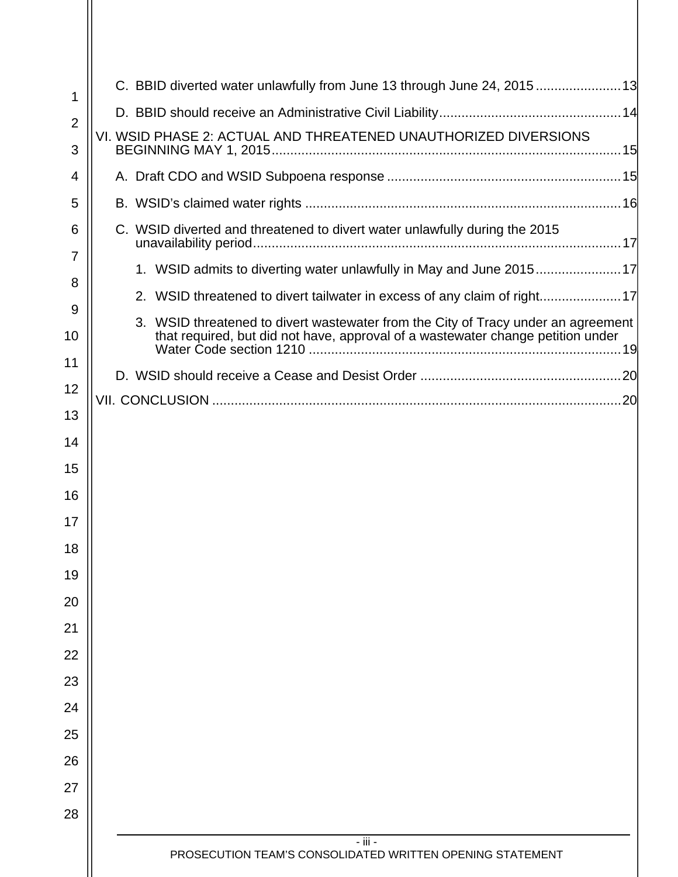C. BBID diverted water unlawfully from June 13 through June 24, 2015 ....................... 13

D. BBID should receive an Administrative Civil Liability ................................................ 14

VI. WSID PHASE 2: ACTUAL AND THREATENED UNAUTHORIZED DIVERSIONS BEGINNING MAY 1, 2015 ............................................................................................. 15

A. Draft CDO and WSID Subpoena response .............................................................. 15

B. WSID's claimed water rights .................................................................................... 16

C. WSID diverted and threatened to divert water unlawfully during the 2015 unavailability period .................................................................................................. 17

1. WSID admits to diverting water unlawfully in May and June 2015 ....................... 17

2. WSID threatened to divert tailwater in excess of any claim of right ...................... 17

3. WSID threatened to divert wastewater from the City of Tracy under an agreement that required, but did not have, approval of a wastewater change petition under Water Code section 1210 ................................................................................... 19

D. WSID should receive a Cease and Desist Order ...................................................... 20

VII. CONCLUSION ............................................................................................................. 20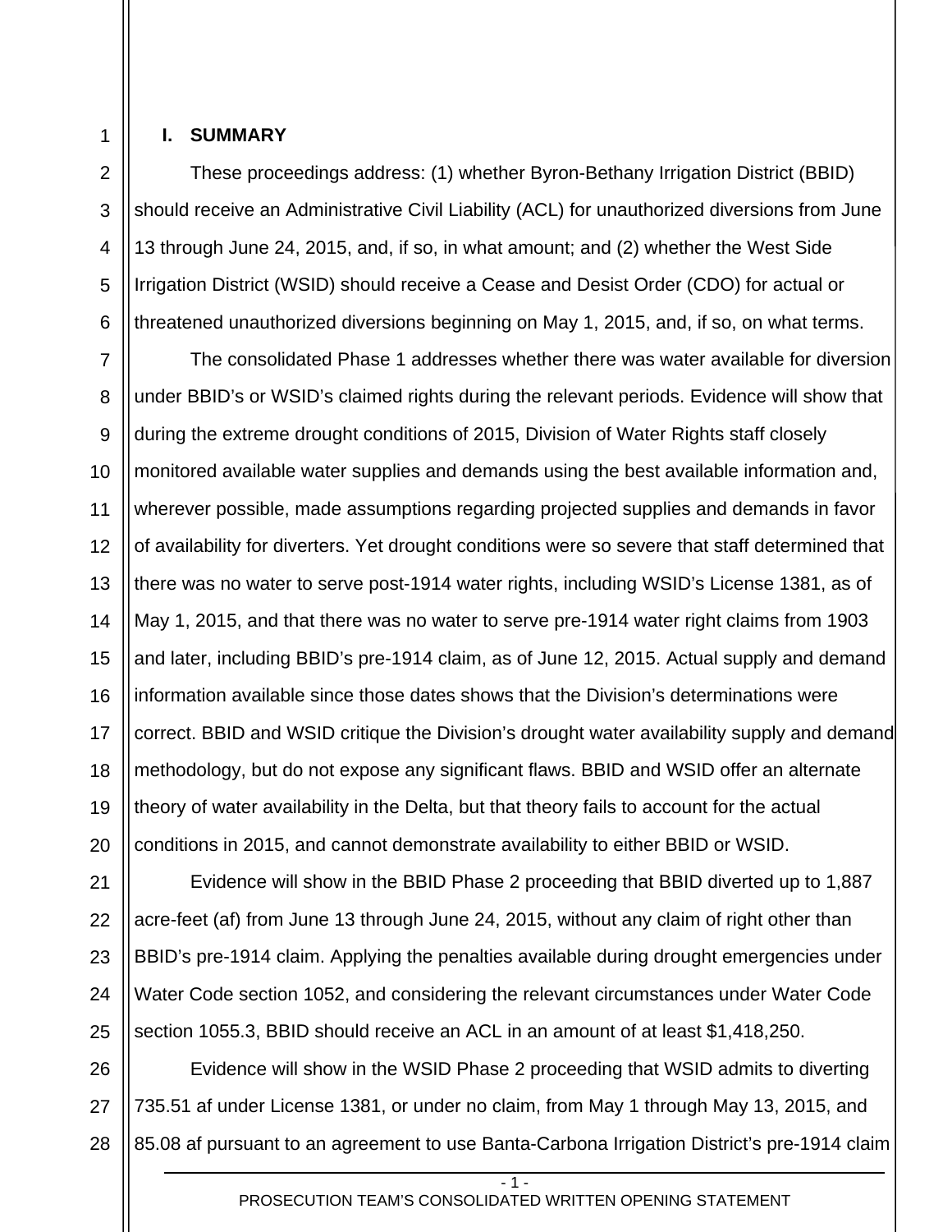## I. SUMMARY

These proceedings address: (1) whether Byron-Bethany Irrigation District (BBID) should receive an Administrative Civil Liability (ACL) for unauthorized diversions from June 13 through June 24, 2015, and, if so, in what amount; and (2) whether the West Side Irrigation District (WSID) should receive a Cease and Desist Order (CDO) for actual or threatened unauthorized diversions beginning on May 1, 2015, and, if so, on what terms.

The consolidated Phase 1 addresses whether there was water available for diversion under BBID's or WSID's claimed rights during the relevant periods. Evidence will show that during the extreme drought conditions of 2015, Division of Water Rights staff closely monitored available water supplies and demands using the best available information and, wherever possible, made assumptions regarding projected supplies and demands in favor of availability for diverters. Yet drought conditions were so severe that staff determined that there was no water to serve post-1914 water rights, including WSID's License 1381, as of May 1, 2015, and that there was no water to serve pre-1914 water right claims from 1903 and later, including BBID's pre-1914 claim, as of June 12, 2015. Actual supply and demand information available since those dates shows that the Division's determinations were correct. BBID and WSID critique the Division's drought water availability supply and demand methodology, but do not expose any significant flaws. BBID and WSID offer an alternate theory of water availability in the Delta, but that theory fails to account for the actual conditions in 2015, and cannot demonstrate availability to either BBID or WSID.

Evidence will show in the BBID Phase 2 proceeding that BBID diverted up to 1,887 acre-feet (af) from June 13 through June 24, 2015, without any claim of right other than BBID's pre-1914 claim. Applying the penalties available during drought emergencies under Water Code section 1052, and considering the relevant circumstances under Water Code section 1055.3, BBID should receive an ACL in an amount of at least $1,418,250.

Evidence will show in the WSID Phase 2 proceeding that WSID admits to diverting 735.51 af under License 1381, or under no claim, from May 1 through May 13, 2015, and 85.08 af pursuant to an agreement to use Banta-Carbona Irrigation District's pre-1914 claim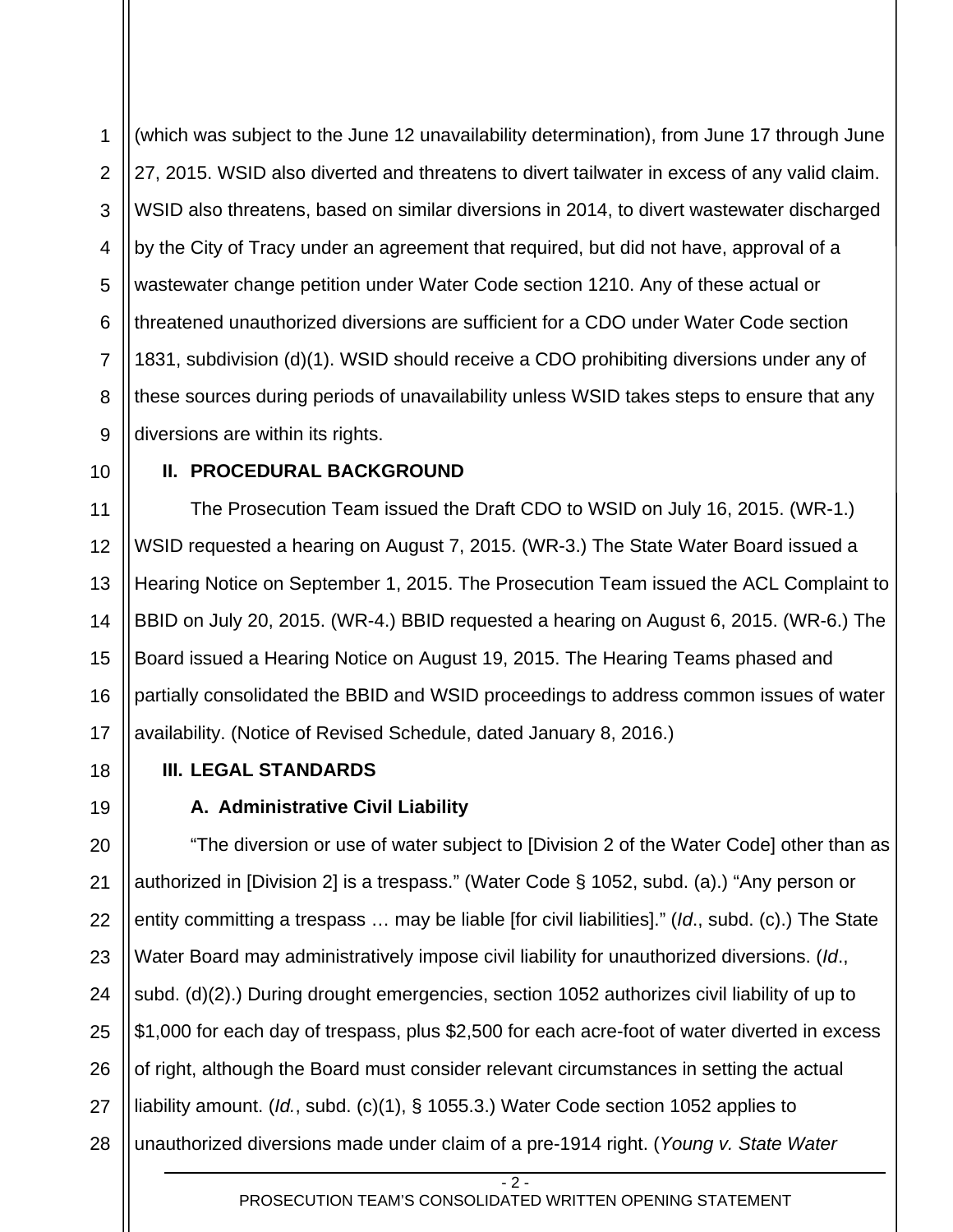(which was subject to the June 12 unavailability determination), from June 17 through June 27, 2015. WSID also diverted and threatens to divert tailwater in excess of any valid claim. WSID also threatens, based on similar diversions in 2014, to divert wastewater discharged by the City of Tracy under an agreement that required, but did not have, approval of a wastewater change petition under Water Code section 1210. Any of these actual or threatened unauthorized diversions are sufficient for a CDO under Water Code section 1831, subdivision (d)(1). WSID should receive a CDO prohibiting diversions under any of these sources during periods of unavailability unless WSID takes steps to ensure that any diversions are within its rights.

## II. PROCEDURAL BACKGROUND

The Prosecution Team issued the Draft CDO to WSID on July 16, 2015. (WR-1.) WSID requested a hearing on August 7, 2015. (WR-3.) The State Water Board issued a Hearing Notice on September 1, 2015. The Prosecution Team issued the ACL Complaint to BBID on July 20, 2015. (WR-4.) BBID requested a hearing on August 6, 2015. (WR-6.) The Board issued a Hearing Notice on August 19, 2015. The Hearing Teams phased and partially consolidated the BBID and WSID proceedings to address common issues of water availability. (Notice of Revised Schedule, dated January 8, 2016.)

## III. LEGAL STANDARDS

### A. Administrative Civil Liability

"The diversion or use of water subject to [Division 2 of the Water Code] other than as authorized in [Division 2] is a trespass." (Water Code § 1052, subd. (a).) "Any person or entity committing a trespass … may be liable [for civil liabilities]." (*Id*., subd. (c).) The State Water Board may administratively impose civil liability for unauthorized diversions. (*Id*., subd. (d)(2).) During drought emergencies, section 1052 authorizes civil liability of up to $1,000 for each day of trespass, plus $2,500 for each acre-foot of water diverted in excess of right, although the Board must consider relevant circumstances in setting the actual liability amount. (*Id.*, subd. (c)(1), § 1055.3.) Water Code section 1052 applies to unauthorized diversions made under claim of a pre-1914 right. (*Young v. State Water*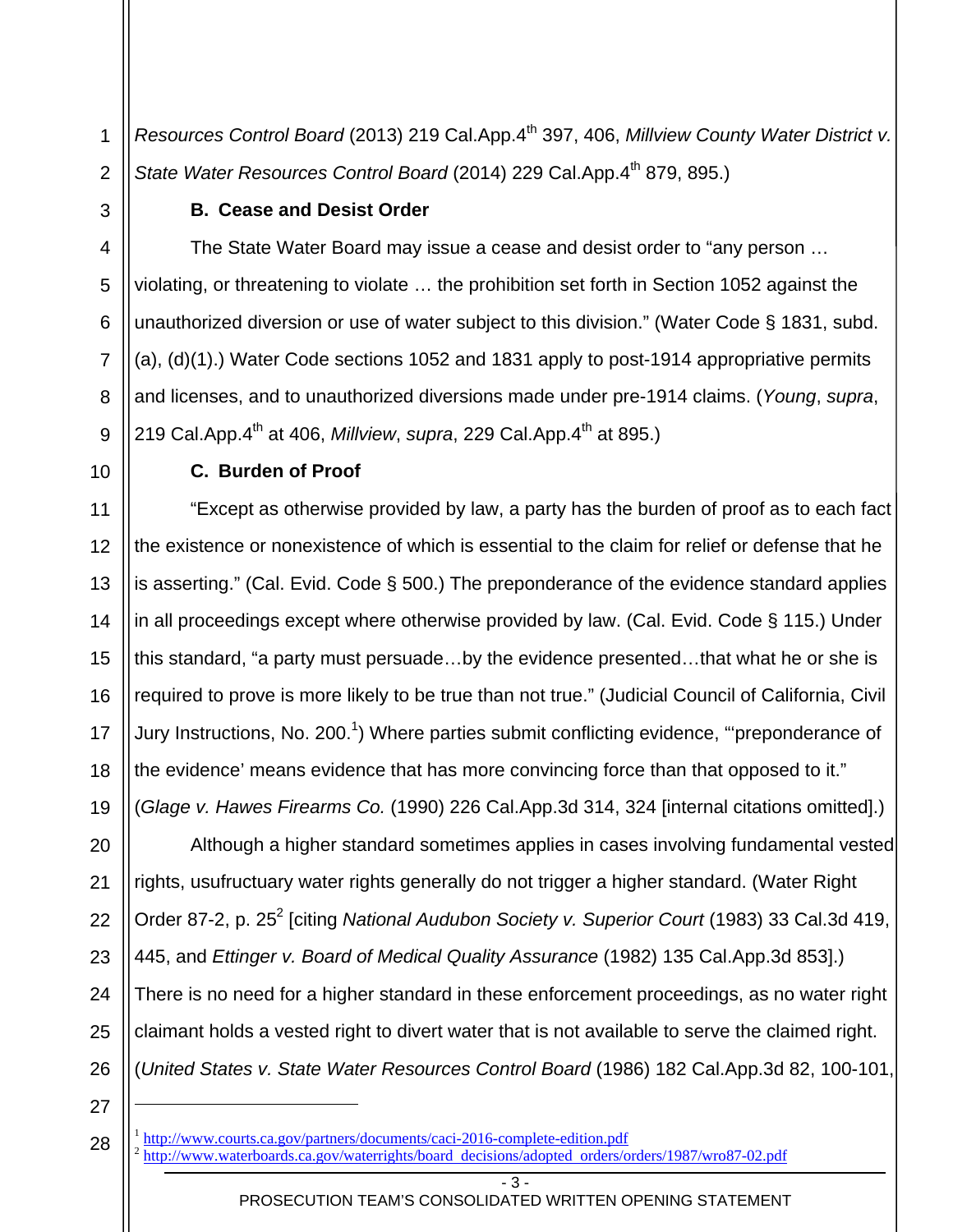*Resources Control Board* (2013) 219 Cal.App.4th 397, 406, *Millview County Water District v. State Water Resources Control Board* (2014) 229 Cal.App.4th 879, 895.)

### B. Cease and Desist Order

The State Water Board may issue a cease and desist order to "any person … violating, or threatening to violate … the prohibition set forth in Section 1052 against the unauthorized diversion or use of water subject to this division." (Water Code § 1831, subd. (a), (d)(1).) Water Code sections 1052 and 1831 apply to post-1914 appropriative permits and licenses, and to unauthorized diversions made under pre-1914 claims. (*Young*, *supra*, 219 Cal.App.4th at 406, *Millview*, *supra*, 229 Cal.App.4th at 895.)

### C. Burden of Proof

"Except as otherwise provided by law, a party has the burden of proof as to each fact the existence or nonexistence of which is essential to the claim for relief or defense that he is asserting." (Cal. Evid. Code § 500.) The preponderance of the evidence standard applies in all proceedings except where otherwise provided by law. (Cal. Evid. Code § 115.) Under this standard, "a party must persuade…by the evidence presented…that what he or she is required to prove is more likely to be true than not true." (Judicial Council of California, Civil Jury Instructions, No. 200.[1]) Where parties submit conflicting evidence, "'preponderance of the evidence' means evidence that has more convincing force than that opposed to it." (*Glage v. Hawes Firearms Co.* (1990) 226 Cal.App.3d 314, 324 [internal citations omitted].)

Although a higher standard sometimes applies in cases involving fundamental vested rights, usufructuary water rights generally do not trigger a higher standard. (Water Right Order 87-2, p. 25[2] [citing *National Audubon Society v. Superior Court* (1983) 33 Cal.3d 419, 445, and *Ettinger v. Board of Medical Quality Assurance* (1982) 135 Cal.App.3d 853].) There is no need for a higher standard in these enforcement proceedings, as no water right claimant holds a vested right to divert water that is not available to serve the claimed right. (*United States v. State Water Resources Control Board* (1986) 182 Cal.App.3d 82, 100-101,

---

[1] http://www.courts.ca.gov/partners/documents/caci-2016-complete-edition.pdf

[2] http://www.waterboards.ca.gov/waterrights/board_decisions/adopted_orders/orders/1987/wro87-02.pdf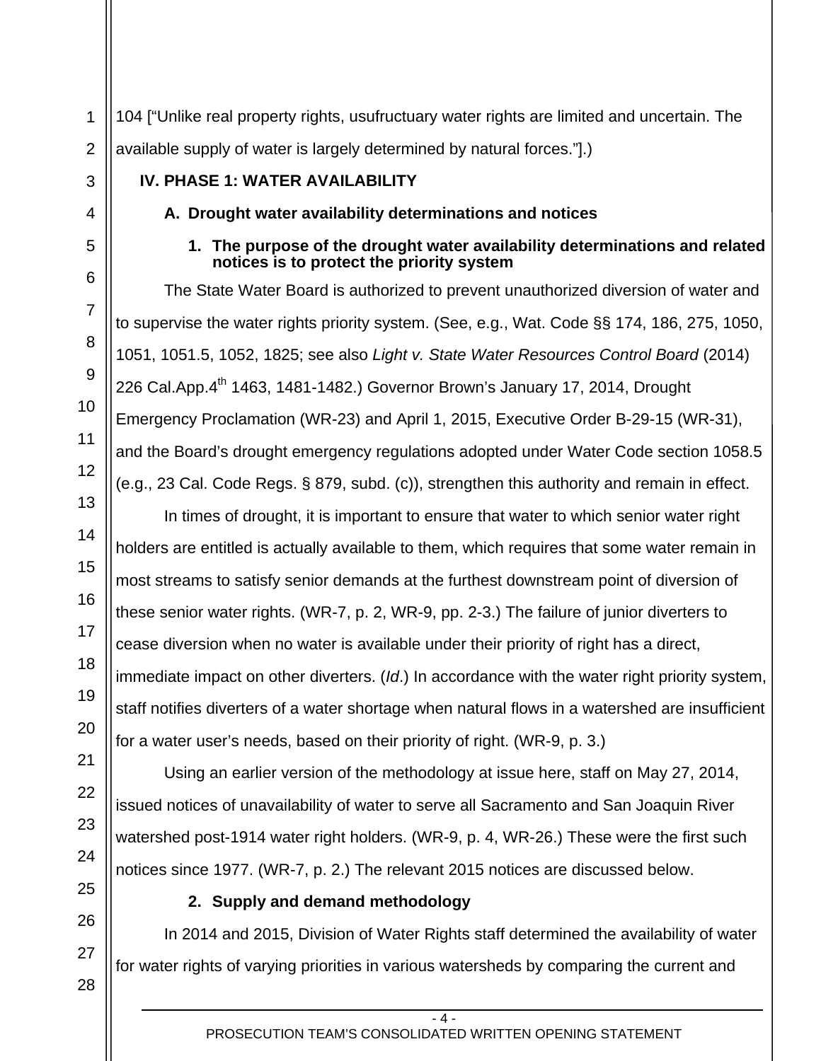104 [“Unlike real property rights, usufructuary water rights are limited and uncertain. The available supply of water is largely determined by natural forces.”].)

## IV. PHASE 1: WATER AVAILABILITY

### A. Drought water availability determinations and notices

#### 1. The purpose of the drought water availability determinations and related notices is to protect the priority system

The State Water Board is authorized to prevent unauthorized diversion of water and to supervise the water rights priority system. (See, e.g., Wat. Code §§ 174, 186, 275, 1050, 1051, 1051.5, 1052, 1825; see also *Light v. State Water Resources Control Board* (2014) 226 Cal.App.4th 1463, 1481-1482.) Governor Brown’s January 17, 2014, Drought Emergency Proclamation (WR-23) and April 1, 2015, Executive Order B-29-15 (WR-31), and the Board’s drought emergency regulations adopted under Water Code section 1058.5 (e.g., 23 Cal. Code Regs. § 879, subd. (c)), strengthen this authority and remain in effect.

In times of drought, it is important to ensure that water to which senior water right holders are entitled is actually available to them, which requires that some water remain in most streams to satisfy senior demands at the furthest downstream point of diversion of these senior water rights. (WR-7, p. 2, WR-9, pp. 2-3.) The failure of junior diverters to cease diversion when no water is available under their priority of right has a direct, immediate impact on other diverters. (*Id*.) In accordance with the water right priority system, staff notifies diverters of a water shortage when natural flows in a watershed are insufficient for a water user’s needs, based on their priority of right. (WR-9, p. 3.)

Using an earlier version of the methodology at issue here, staff on May 27, 2014, issued notices of unavailability of water to serve all Sacramento and San Joaquin River watershed post-1914 water right holders. (WR-9, p. 4, WR-26.) These were the first such notices since 1977. (WR-7, p. 2.) The relevant 2015 notices are discussed below.

#### 2. Supply and demand methodology

In 2014 and 2015, Division of Water Rights staff determined the availability of water for water rights of varying priorities in various watersheds by comparing the current and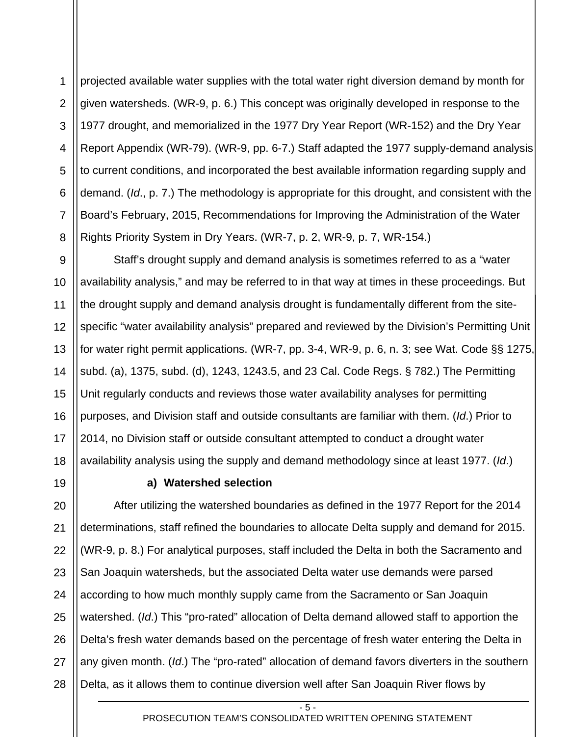projected available water supplies with the total water right diversion demand by month for given watersheds. (WR-9, p. 6.) This concept was originally developed in response to the 1977 drought, and memorialized in the 1977 Dry Year Report (WR-152) and the Dry Year Report Appendix (WR-79). (WR-9, pp. 6-7.) Staff adapted the 1977 supply-demand analysis to current conditions, and incorporated the best available information regarding supply and demand. (*Id*., p. 7.) The methodology is appropriate for this drought, and consistent with the Board's February, 2015, Recommendations for Improving the Administration of the Water Rights Priority System in Dry Years. (WR-7, p. 2, WR-9, p. 7, WR-154.)

Staff's drought supply and demand analysis is sometimes referred to as a "water availability analysis," and may be referred to in that way at times in these proceedings. But the drought supply and demand analysis drought is fundamentally different from the site-specific "water availability analysis" prepared and reviewed by the Division's Permitting Unit for water right permit applications. (WR-7, pp. 3-4, WR-9, p. 6, n. 3; see Wat. Code §§ 1275, subd. (a), 1375, subd. (d), 1243, 1243.5, and 23 Cal. Code Regs. § 782.) The Permitting Unit regularly conducts and reviews those water availability analyses for permitting purposes, and Division staff and outside consultants are familiar with them. (*Id*.) Prior to 2014, no Division staff or outside consultant attempted to conduct a drought water availability analysis using the supply and demand methodology since at least 1977. (*Id*.)

**a) Watershed selection**

After utilizing the watershed boundaries as defined in the 1977 Report for the 2014 determinations, staff refined the boundaries to allocate Delta supply and demand for 2015. (WR-9, p. 8.) For analytical purposes, staff included the Delta in both the Sacramento and San Joaquin watersheds, but the associated Delta water use demands were parsed according to how much monthly supply came from the Sacramento or San Joaquin watershed. (*Id*.) This "pro-rated" allocation of Delta demand allowed staff to apportion the Delta's fresh water demands based on the percentage of fresh water entering the Delta in any given month. (*Id*.) The "pro-rated" allocation of demand favors diverters in the southern Delta, as it allows them to continue diversion well after San Joaquin River flows by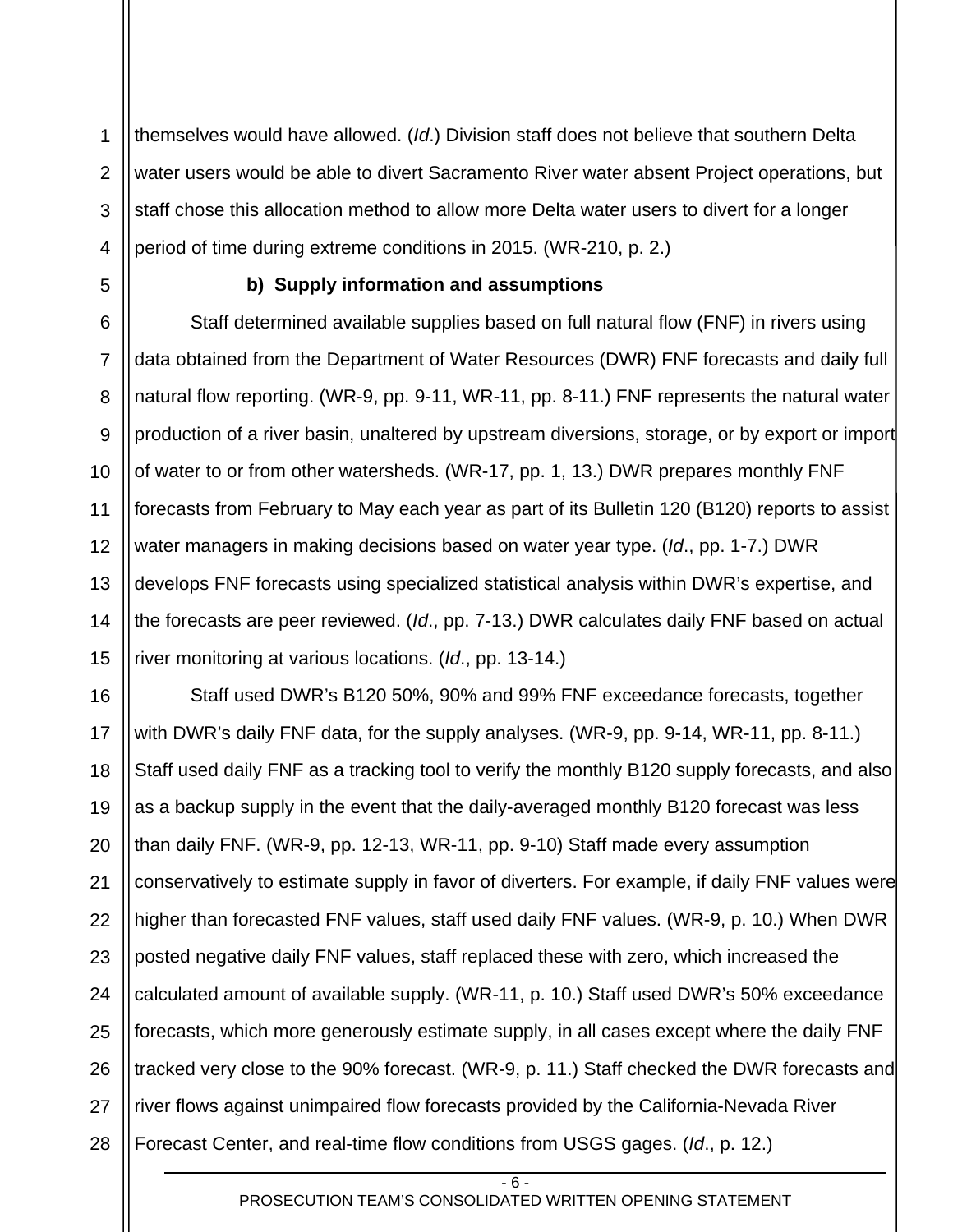themselves would have allowed. (*Id*.) Division staff does not believe that southern Delta water users would be able to divert Sacramento River water absent Project operations, but staff chose this allocation method to allow more Delta water users to divert for a longer period of time during extreme conditions in 2015. (WR-210, p. 2.)

**b) Supply information and assumptions**

Staff determined available supplies based on full natural flow (FNF) in rivers using data obtained from the Department of Water Resources (DWR) FNF forecasts and daily full natural flow reporting. (WR-9, pp. 9-11, WR-11, pp. 8-11.) FNF represents the natural water production of a river basin, unaltered by upstream diversions, storage, or by export or import of water to or from other watersheds. (WR-17, pp. 1, 13.) DWR prepares monthly FNF forecasts from February to May each year as part of its Bulletin 120 (B120) reports to assist water managers in making decisions based on water year type. (*Id*., pp. 1-7.) DWR develops FNF forecasts using specialized statistical analysis within DWR's expertise, and the forecasts are peer reviewed. (*Id*., pp. 7-13.) DWR calculates daily FNF based on actual river monitoring at various locations. (*Id*., pp. 13-14.)

Staff used DWR's B120 50%, 90% and 99% FNF exceedance forecasts, together with DWR's daily FNF data, for the supply analyses. (WR-9, pp. 9-14, WR-11, pp. 8-11.) Staff used daily FNF as a tracking tool to verify the monthly B120 supply forecasts, and also as a backup supply in the event that the daily-averaged monthly B120 forecast was less than daily FNF. (WR-9, pp. 12-13, WR-11, pp. 9-10) Staff made every assumption conservatively to estimate supply in favor of diverters. For example, if daily FNF values were higher than forecasted FNF values, staff used daily FNF values. (WR-9, p. 10.) When DWR posted negative daily FNF values, staff replaced these with zero, which increased the calculated amount of available supply. (WR-11, p. 10.) Staff used DWR's 50% exceedance forecasts, which more generously estimate supply, in all cases except where the daily FNF tracked very close to the 90% forecast. (WR-9, p. 11.) Staff checked the DWR forecasts and river flows against unimpaired flow forecasts provided by the California-Nevada River Forecast Center, and real-time flow conditions from USGS gages. (*Id*., p. 12.)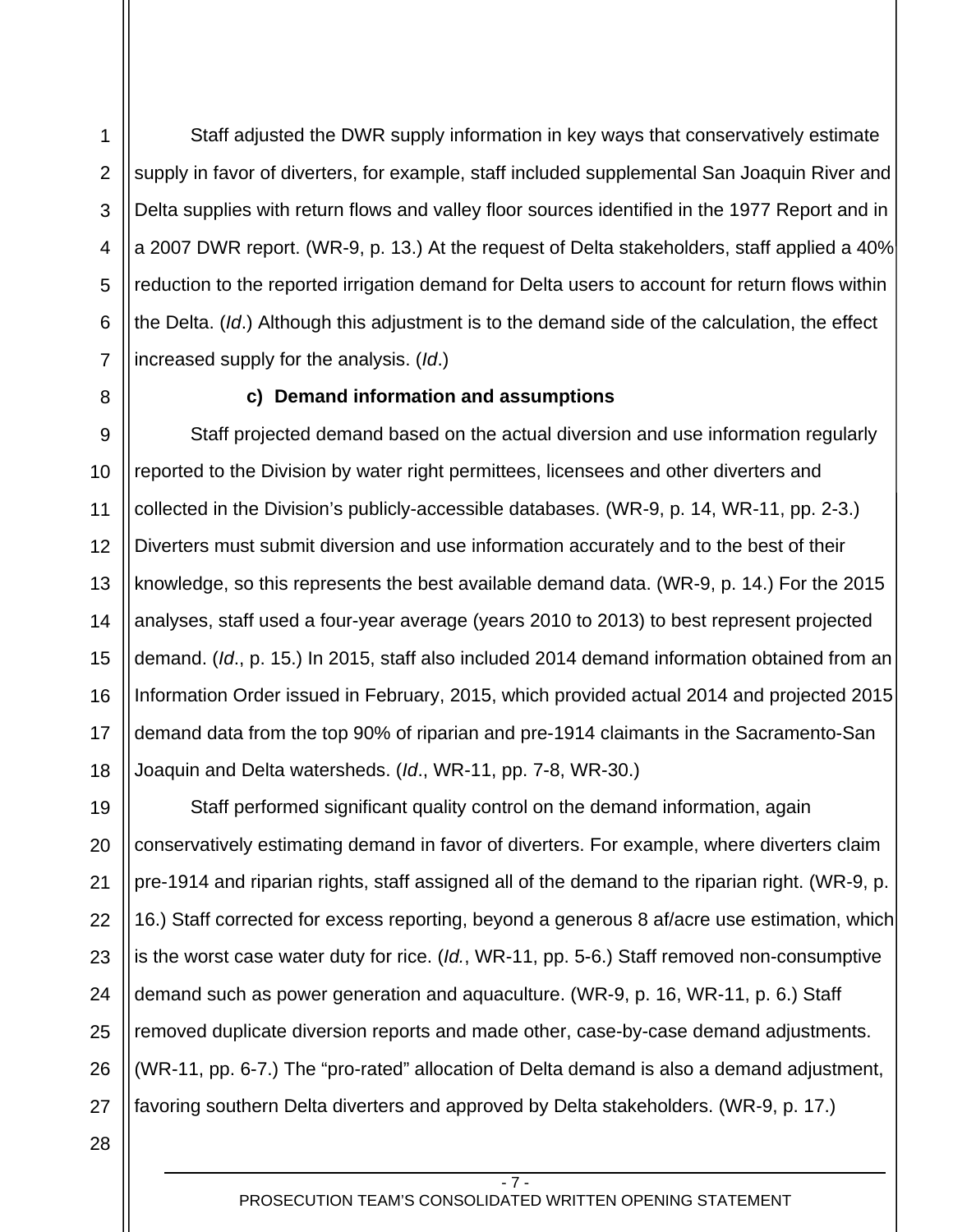Staff adjusted the DWR supply information in key ways that conservatively estimate supply in favor of diverters, for example, staff included supplemental San Joaquin River and Delta supplies with return flows and valley floor sources identified in the 1977 Report and in a 2007 DWR report. (WR-9, p. 13.) At the request of Delta stakeholders, staff applied a 40% reduction to the reported irrigation demand for Delta users to account for return flows within the Delta. (*Id*.) Although this adjustment is to the demand side of the calculation, the effect increased supply for the analysis. (*Id*.)

**c) Demand information and assumptions**

Staff projected demand based on the actual diversion and use information regularly reported to the Division by water right permittees, licensees and other diverters and collected in the Division's publicly-accessible databases. (WR-9, p. 14, WR-11, pp. 2-3.) Diverters must submit diversion and use information accurately and to the best of their knowledge, so this represents the best available demand data. (WR-9, p. 14.) For the 2015 analyses, staff used a four-year average (years 2010 to 2013) to best represent projected demand. (*Id*., p. 15.) In 2015, staff also included 2014 demand information obtained from an Information Order issued in February, 2015, which provided actual 2014 and projected 2015 demand data from the top 90% of riparian and pre-1914 claimants in the Sacramento-San Joaquin and Delta watersheds. (*Id*., WR-11, pp. 7-8, WR-30.)

Staff performed significant quality control on the demand information, again conservatively estimating demand in favor of diverters. For example, where diverters claim pre-1914 and riparian rights, staff assigned all of the demand to the riparian right. (WR-9, p. 16.) Staff corrected for excess reporting, beyond a generous 8 af/acre use estimation, which is the worst case water duty for rice. (*Id.*, WR-11, pp. 5-6.) Staff removed non-consumptive demand such as power generation and aquaculture. (WR-9, p. 16, WR-11, p. 6.) Staff removed duplicate diversion reports and made other, case-by-case demand adjustments. (WR-11, pp. 6-7.) The "pro-rated" allocation of Delta demand is also a demand adjustment, favoring southern Delta diverters and approved by Delta stakeholders. (WR-9, p. 17.)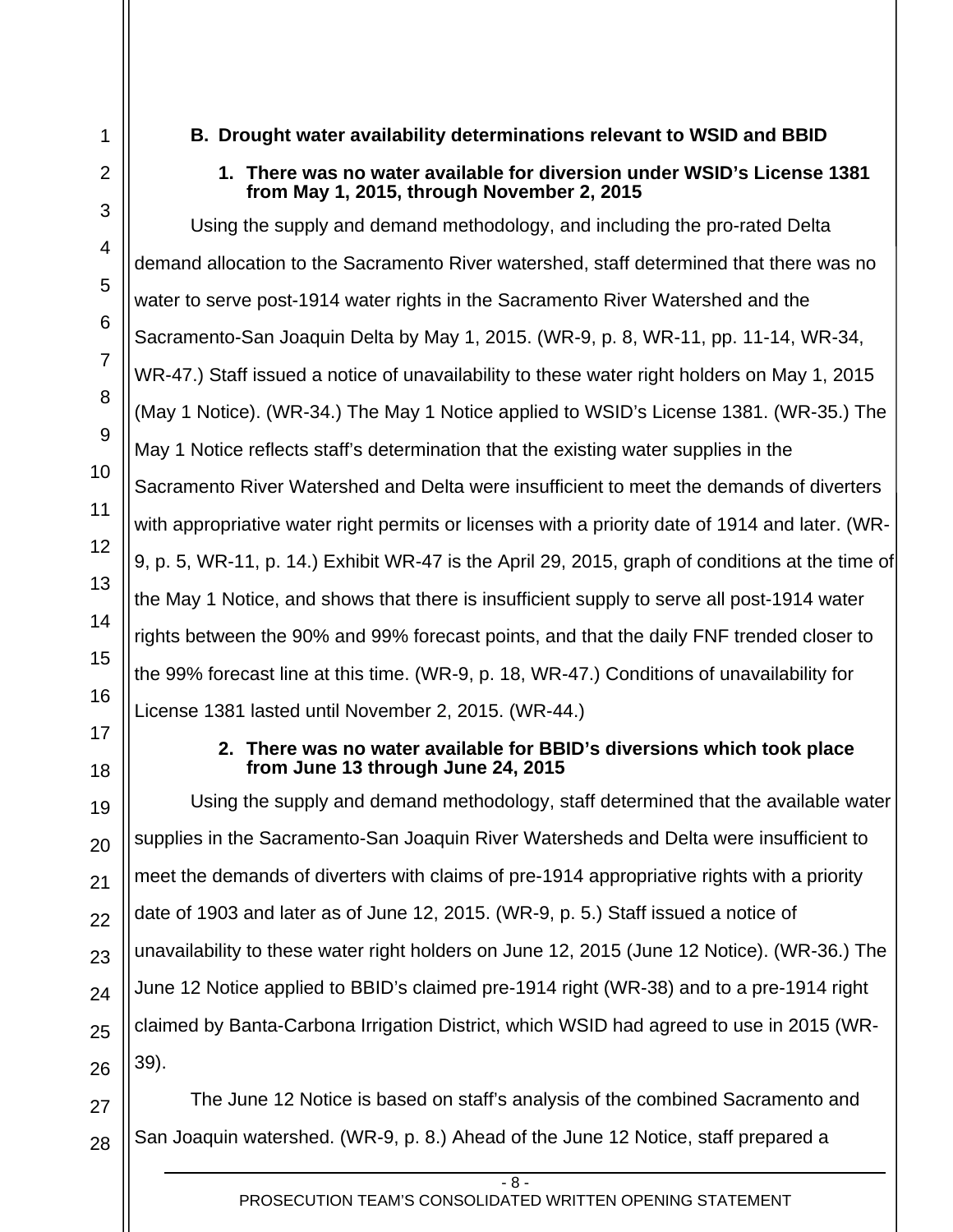### B. Drought water availability determinations relevant to WSID and BBID

#### 1. There was no water available for diversion under WSID's License 1381 from May 1, 2015, through November 2, 2015

Using the supply and demand methodology, and including the pro-rated Delta demand allocation to the Sacramento River watershed, staff determined that there was no water to serve post-1914 water rights in the Sacramento River Watershed and the Sacramento-San Joaquin Delta by May 1, 2015. (WR-9, p. 8, WR-11, pp. 11-14, WR-34, WR-47.) Staff issued a notice of unavailability to these water right holders on May 1, 2015 (May 1 Notice). (WR-34.) The May 1 Notice applied to WSID's License 1381. (WR-35.) The May 1 Notice reflects staff's determination that the existing water supplies in the Sacramento River Watershed and Delta were insufficient to meet the demands of diverters with appropriative water right permits or licenses with a priority date of 1914 and later. (WR-9, p. 5, WR-11, p. 14.) Exhibit WR-47 is the April 29, 2015, graph of conditions at the time of the May 1 Notice, and shows that there is insufficient supply to serve all post-1914 water rights between the 90% and 99% forecast points, and that the daily FNF trended closer to the 99% forecast line at this time. (WR-9, p. 18, WR-47.) Conditions of unavailability for License 1381 lasted until November 2, 2015. (WR-44.)

#### 2. There was no water available for BBID's diversions which took place from June 13 through June 24, 2015

Using the supply and demand methodology, staff determined that the available water supplies in the Sacramento-San Joaquin River Watersheds and Delta were insufficient to meet the demands of diverters with claims of pre-1914 appropriative rights with a priority date of 1903 and later as of June 12, 2015. (WR-9, p. 5.) Staff issued a notice of unavailability to these water right holders on June 12, 2015 (June 12 Notice). (WR-36.) The June 12 Notice applied to BBID's claimed pre-1914 right (WR-38) and to a pre-1914 right claimed by Banta-Carbona Irrigation District, which WSID had agreed to use in 2015 (WR-39).

The June 12 Notice is based on staff's analysis of the combined Sacramento and San Joaquin watershed. (WR-9, p. 8.) Ahead of the June 12 Notice, staff prepared a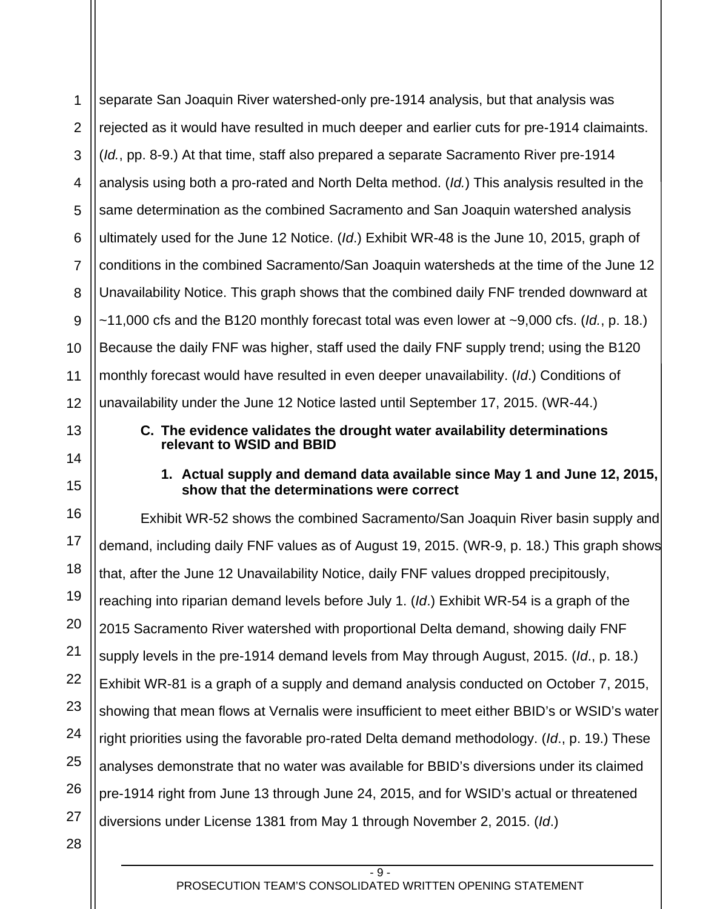separate San Joaquin River watershed-only pre-1914 analysis, but that analysis was rejected as it would have resulted in much deeper and earlier cuts for pre-1914 claimaints. (*Id.*, pp. 8-9.) At that time, staff also prepared a separate Sacramento River pre-1914 analysis using both a pro-rated and North Delta method. (*Id.*) This analysis resulted in the same determination as the combined Sacramento and San Joaquin watershed analysis ultimately used for the June 12 Notice. (*Id*.) Exhibit WR-48 is the June 10, 2015, graph of conditions in the combined Sacramento/San Joaquin watersheds at the time of the June 12 Unavailability Notice. This graph shows that the combined daily FNF trended downward at ~11,000 cfs and the B120 monthly forecast total was even lower at ~9,000 cfs. (*Id.*, p. 18.) Because the daily FNF was higher, staff used the daily FNF supply trend; using the B120 monthly forecast would have resulted in even deeper unavailability. (*Id*.) Conditions of unavailability under the June 12 Notice lasted until September 17, 2015. (WR-44.)

### C. The evidence validates the drought water availability determinations relevant to WSID and BBID

#### 1. Actual supply and demand data available since May 1 and June 12, 2015, show that the determinations were correct

Exhibit WR-52 shows the combined Sacramento/San Joaquin River basin supply and demand, including daily FNF values as of August 19, 2015. (WR-9, p. 18.) This graph shows that, after the June 12 Unavailability Notice, daily FNF values dropped precipitously, reaching into riparian demand levels before July 1. (*Id*.) Exhibit WR-54 is a graph of the 2015 Sacramento River watershed with proportional Delta demand, showing daily FNF supply levels in the pre-1914 demand levels from May through August, 2015. (*Id*., p. 18.) Exhibit WR-81 is a graph of a supply and demand analysis conducted on October 7, 2015, showing that mean flows at Vernalis were insufficient to meet either BBID's or WSID's water right priorities using the favorable pro-rated Delta demand methodology. (*Id*., p. 19.) These analyses demonstrate that no water was available for BBID's diversions under its claimed pre-1914 right from June 13 through June 24, 2015, and for WSID's actual or threatened diversions under License 1381 from May 1 through November 2, 2015. (*Id*.)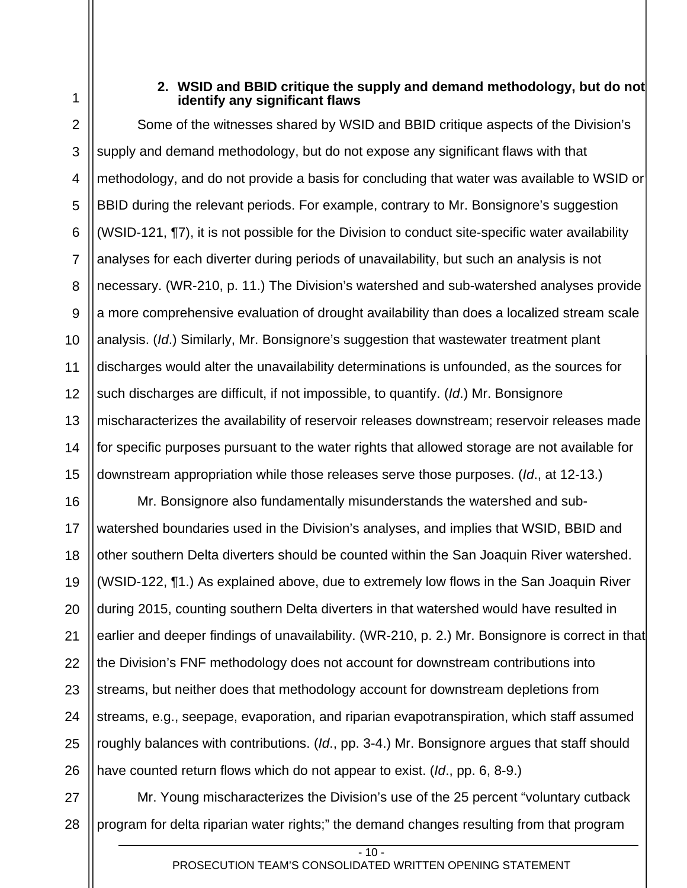### 2. WSID and BBID critique the supply and demand methodology, but do not identify any significant flaws

Some of the witnesses shared by WSID and BBID critique aspects of the Division's supply and demand methodology, but do not expose any significant flaws with that methodology, and do not provide a basis for concluding that water was available to WSID or BBID during the relevant periods. For example, contrary to Mr. Bonsignore's suggestion (WSID-121, ¶7), it is not possible for the Division to conduct site-specific water availability analyses for each diverter during periods of unavailability, but such an analysis is not necessary. (WR-210, p. 11.) The Division's watershed and sub-watershed analyses provide a more comprehensive evaluation of drought availability than does a localized stream scale analysis. (*Id*.) Similarly, Mr. Bonsignore's suggestion that wastewater treatment plant discharges would alter the unavailability determinations is unfounded, as the sources for such discharges are difficult, if not impossible, to quantify. (*Id*.) Mr. Bonsignore mischaracterizes the availability of reservoir releases downstream; reservoir releases made for specific purposes pursuant to the water rights that allowed storage are not available for downstream appropriation while those releases serve those purposes. (*Id*., at 12-13.)

Mr. Bonsignore also fundamentally misunderstands the watershed and sub-watershed boundaries used in the Division's analyses, and implies that WSID, BBID and other southern Delta diverters should be counted within the San Joaquin River watershed. (WSID-122, ¶1.) As explained above, due to extremely low flows in the San Joaquin River during 2015, counting southern Delta diverters in that watershed would have resulted in earlier and deeper findings of unavailability. (WR-210, p. 2.) Mr. Bonsignore is correct in that the Division's FNF methodology does not account for downstream contributions into streams, but neither does that methodology account for downstream depletions from streams, e.g., seepage, evaporation, and riparian evapotranspiration, which staff assumed roughly balances with contributions. (*Id*., pp. 3-4.) Mr. Bonsignore argues that staff should have counted return flows which do not appear to exist. (*Id*., pp. 6, 8-9.)

Mr. Young mischaracterizes the Division's use of the 25 percent "voluntary cutback program for delta riparian water rights;" the demand changes resulting from that program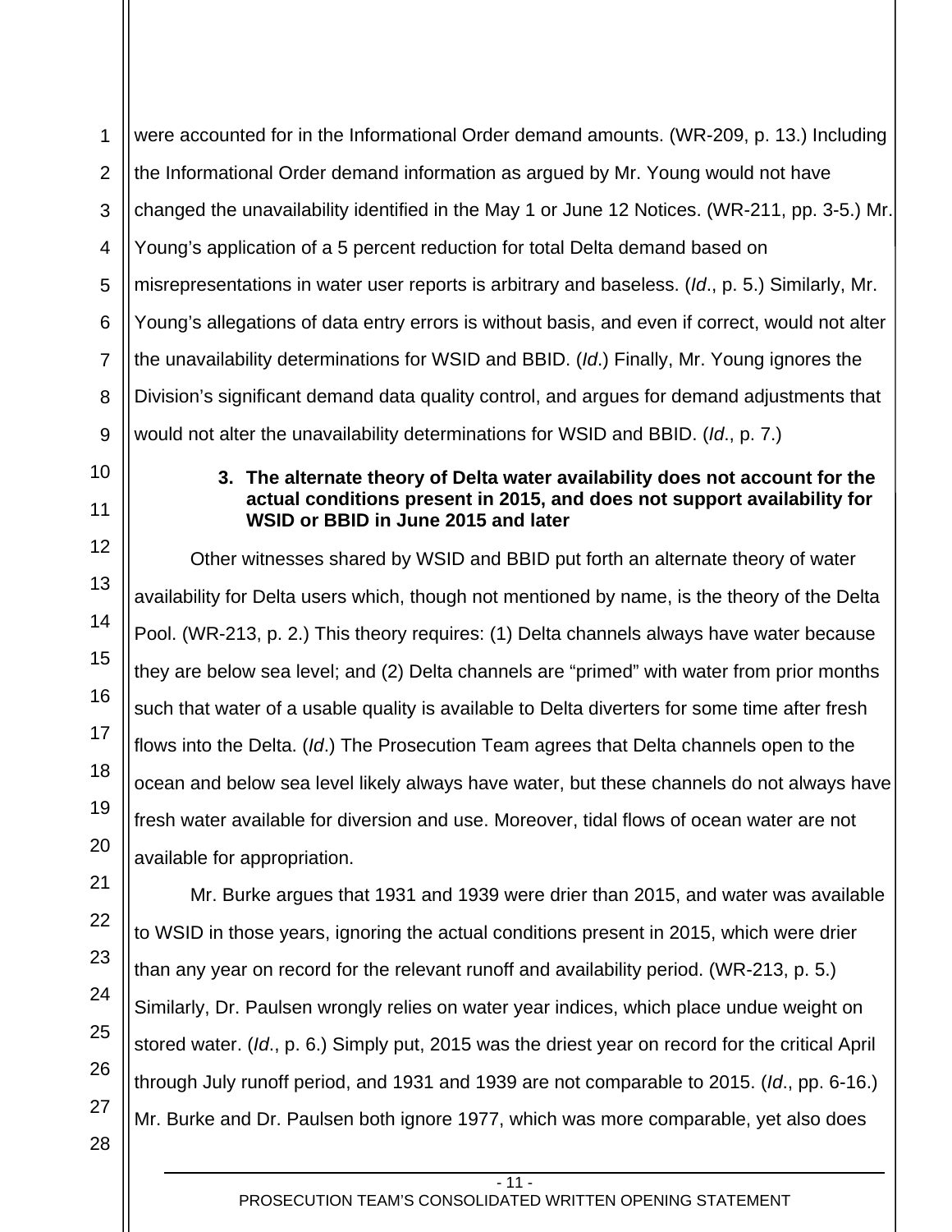were accounted for in the Informational Order demand amounts. (WR-209, p. 13.) Including the Informational Order demand information as argued by Mr. Young would not have changed the unavailability identified in the May 1 or June 12 Notices. (WR-211, pp. 3-5.) Mr. Young's application of a 5 percent reduction for total Delta demand based on misrepresentations in water user reports is arbitrary and baseless. (*Id*., p. 5.) Similarly, Mr. Young's allegations of data entry errors is without basis, and even if correct, would not alter the unavailability determinations for WSID and BBID. (*Id*.) Finally, Mr. Young ignores the Division's significant demand data quality control, and argues for demand adjustments that would not alter the unavailability determinations for WSID and BBID. (*Id*., p. 7.)

**3. The alternate theory of Delta water availability does not account for the actual conditions present in 2015, and does not support availability for WSID or BBID in June 2015 and later**

Other witnesses shared by WSID and BBID put forth an alternate theory of water availability for Delta users which, though not mentioned by name, is the theory of the Delta Pool. (WR-213, p. 2.) This theory requires: (1) Delta channels always have water because they are below sea level; and (2) Delta channels are "primed" with water from prior months such that water of a usable quality is available to Delta diverters for some time after fresh flows into the Delta. (*Id*.) The Prosecution Team agrees that Delta channels open to the ocean and below sea level likely always have water, but these channels do not always have fresh water available for diversion and use. Moreover, tidal flows of ocean water are not available for appropriation.

Mr. Burke argues that 1931 and 1939 were drier than 2015, and water was available to WSID in those years, ignoring the actual conditions present in 2015, which were drier than any year on record for the relevant runoff and availability period. (WR-213, p. 5.) Similarly, Dr. Paulsen wrongly relies on water year indices, which place undue weight on stored water. (*Id*., p. 6.) Simply put, 2015 was the driest year on record for the critical April through July runoff period, and 1931 and 1939 are not comparable to 2015. (*Id*., pp. 6-16.) Mr. Burke and Dr. Paulsen both ignore 1977, which was more comparable, yet also does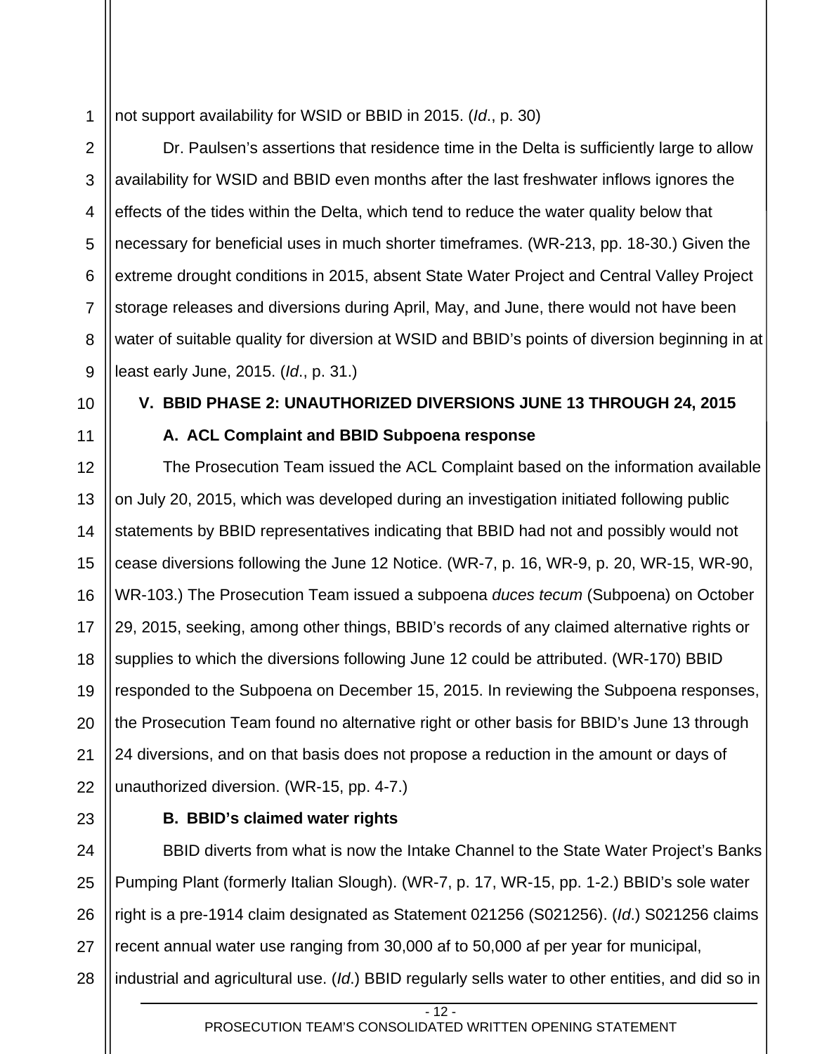not support availability for WSID or BBID in 2015. (*Id*., p. 30)

Dr. Paulsen's assertions that residence time in the Delta is sufficiently large to allow availability for WSID and BBID even months after the last freshwater inflows ignores the effects of the tides within the Delta, which tend to reduce the water quality below that necessary for beneficial uses in much shorter timeframes. (WR-213, pp. 18-30.) Given the extreme drought conditions in 2015, absent State Water Project and Central Valley Project storage releases and diversions during April, May, and June, there would not have been water of suitable quality for diversion at WSID and BBID's points of diversion beginning in at least early June, 2015. (*Id*., p. 31.)

## V. BBID PHASE 2: UNAUTHORIZED DIVERSIONS JUNE 13 THROUGH 24, 2015

### A. ACL Complaint and BBID Subpoena response

The Prosecution Team issued the ACL Complaint based on the information available on July 20, 2015, which was developed during an investigation initiated following public statements by BBID representatives indicating that BBID had not and possibly would not cease diversions following the June 12 Notice. (WR-7, p. 16, WR-9, p. 20, WR-15, WR-90, WR-103.) The Prosecution Team issued a subpoena *duces tecum* (Subpoena) on October 29, 2015, seeking, among other things, BBID's records of any claimed alternative rights or supplies to which the diversions following June 12 could be attributed. (WR-170) BBID responded to the Subpoena on December 15, 2015. In reviewing the Subpoena responses, the Prosecution Team found no alternative right or other basis for BBID's June 13 through 24 diversions, and on that basis does not propose a reduction in the amount or days of unauthorized diversion. (WR-15, pp. 4-7.)

### B. BBID's claimed water rights

BBID diverts from what is now the Intake Channel to the State Water Project's Banks Pumping Plant (formerly Italian Slough). (WR-7, p. 17, WR-15, pp. 1-2.) BBID's sole water right is a pre-1914 claim designated as Statement 021256 (S021256). (*Id*.) S021256 claims recent annual water use ranging from 30,000 af to 50,000 af per year for municipal, industrial and agricultural use. (*Id*.) BBID regularly sells water to other entities, and did so in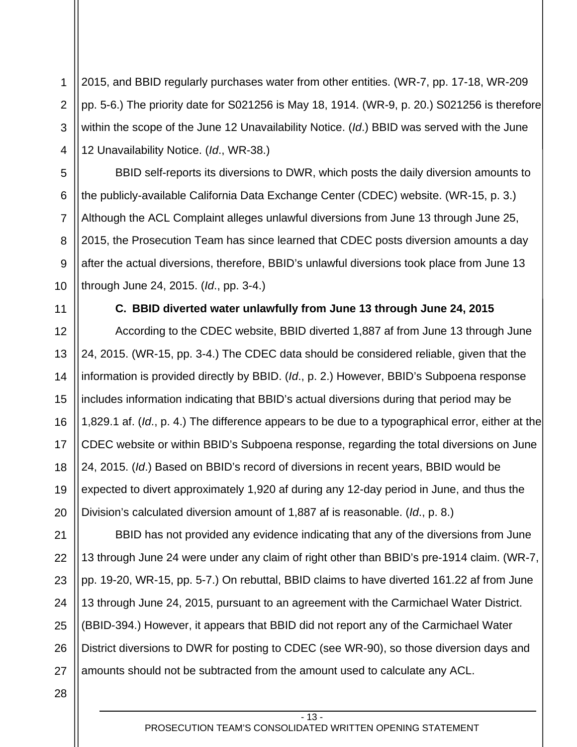2015, and BBID regularly purchases water from other entities. (WR-7, pp. 17-18, WR-209 pp. 5-6.) The priority date for S021256 is May 18, 1914. (WR-9, p. 20.) S021256 is therefore within the scope of the June 12 Unavailability Notice. (*Id*.) BBID was served with the June 12 Unavailability Notice. (*Id*., WR-38.)

BBID self-reports its diversions to DWR, which posts the daily diversion amounts to the publicly-available California Data Exchange Center (CDEC) website. (WR-15, p. 3.) Although the ACL Complaint alleges unlawful diversions from June 13 through June 25, 2015, the Prosecution Team has since learned that CDEC posts diversion amounts a day after the actual diversions, therefore, BBID's unlawful diversions took place from June 13 through June 24, 2015. (*Id*., pp. 3-4.)

**C. BBID diverted water unlawfully from June 13 through June 24, 2015**

According to the CDEC website, BBID diverted 1,887 af from June 13 through June 24, 2015. (WR-15, pp. 3-4.) The CDEC data should be considered reliable, given that the information is provided directly by BBID. (*Id*., p. 2.) However, BBID's Subpoena response includes information indicating that BBID's actual diversions during that period may be 1,829.1 af. (*Id*., p. 4.) The difference appears to be due to a typographical error, either at the CDEC website or within BBID's Subpoena response, regarding the total diversions on June 24, 2015. (*Id*.) Based on BBID's record of diversions in recent years, BBID would be expected to divert approximately 1,920 af during any 12-day period in June, and thus the Division's calculated diversion amount of 1,887 af is reasonable. (*Id*., p. 8.)

BBID has not provided any evidence indicating that any of the diversions from June 13 through June 24 were under any claim of right other than BBID's pre-1914 claim. (WR-7, pp. 19-20, WR-15, pp. 5-7.) On rebuttal, BBID claims to have diverted 161.22 af from June 13 through June 24, 2015, pursuant to an agreement with the Carmichael Water District. (BBID-394.) However, it appears that BBID did not report any of the Carmichael Water District diversions to DWR for posting to CDEC (see WR-90), so those diversion days and amounts should not be subtracted from the amount used to calculate any ACL.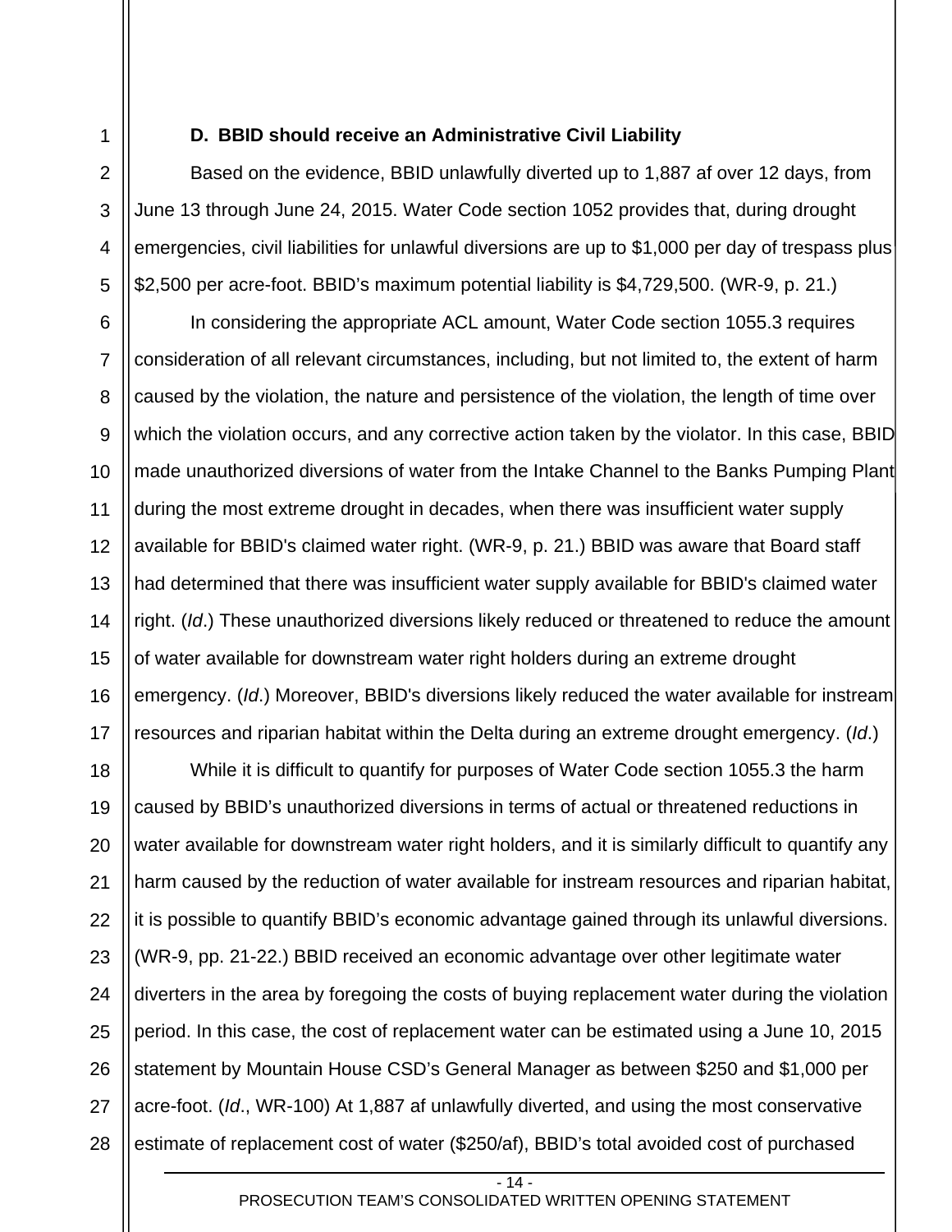### D. BBID should receive an Administrative Civil Liability

Based on the evidence, BBID unlawfully diverted up to 1,887 af over 12 days, from June 13 through June 24, 2015. Water Code section 1052 provides that, during drought emergencies, civil liabilities for unlawful diversions are up to $1,000 per day of trespass plus $2,500 per acre-foot. BBID's maximum potential liability is $4,729,500. (WR-9, p. 21.)

In considering the appropriate ACL amount, Water Code section 1055.3 requires consideration of all relevant circumstances, including, but not limited to, the extent of harm caused by the violation, the nature and persistence of the violation, the length of time over which the violation occurs, and any corrective action taken by the violator. In this case, BBID made unauthorized diversions of water from the Intake Channel to the Banks Pumping Plant during the most extreme drought in decades, when there was insufficient water supply available for BBID's claimed water right. (WR-9, p. 21.) BBID was aware that Board staff had determined that there was insufficient water supply available for BBID's claimed water right. (*Id*.) These unauthorized diversions likely reduced or threatened to reduce the amount of water available for downstream water right holders during an extreme drought emergency. (*Id*.) Moreover, BBID's diversions likely reduced the water available for instream resources and riparian habitat within the Delta during an extreme drought emergency. (*Id*.)

While it is difficult to quantify for purposes of Water Code section 1055.3 the harm caused by BBID's unauthorized diversions in terms of actual or threatened reductions in water available for downstream water right holders, and it is similarly difficult to quantify any harm caused by the reduction of water available for instream resources and riparian habitat, it is possible to quantify BBID's economic advantage gained through its unlawful diversions. (WR-9, pp. 21-22.) BBID received an economic advantage over other legitimate water diverters in the area by foregoing the costs of buying replacement water during the violation period. In this case, the cost of replacement water can be estimated using a June 10, 2015 statement by Mountain House CSD's General Manager as between $250 and $1,000 per acre-foot. (*Id*., WR-100) At 1,887 af unlawfully diverted, and using the most conservative estimate of replacement cost of water ($250/af), BBID's total avoided cost of purchased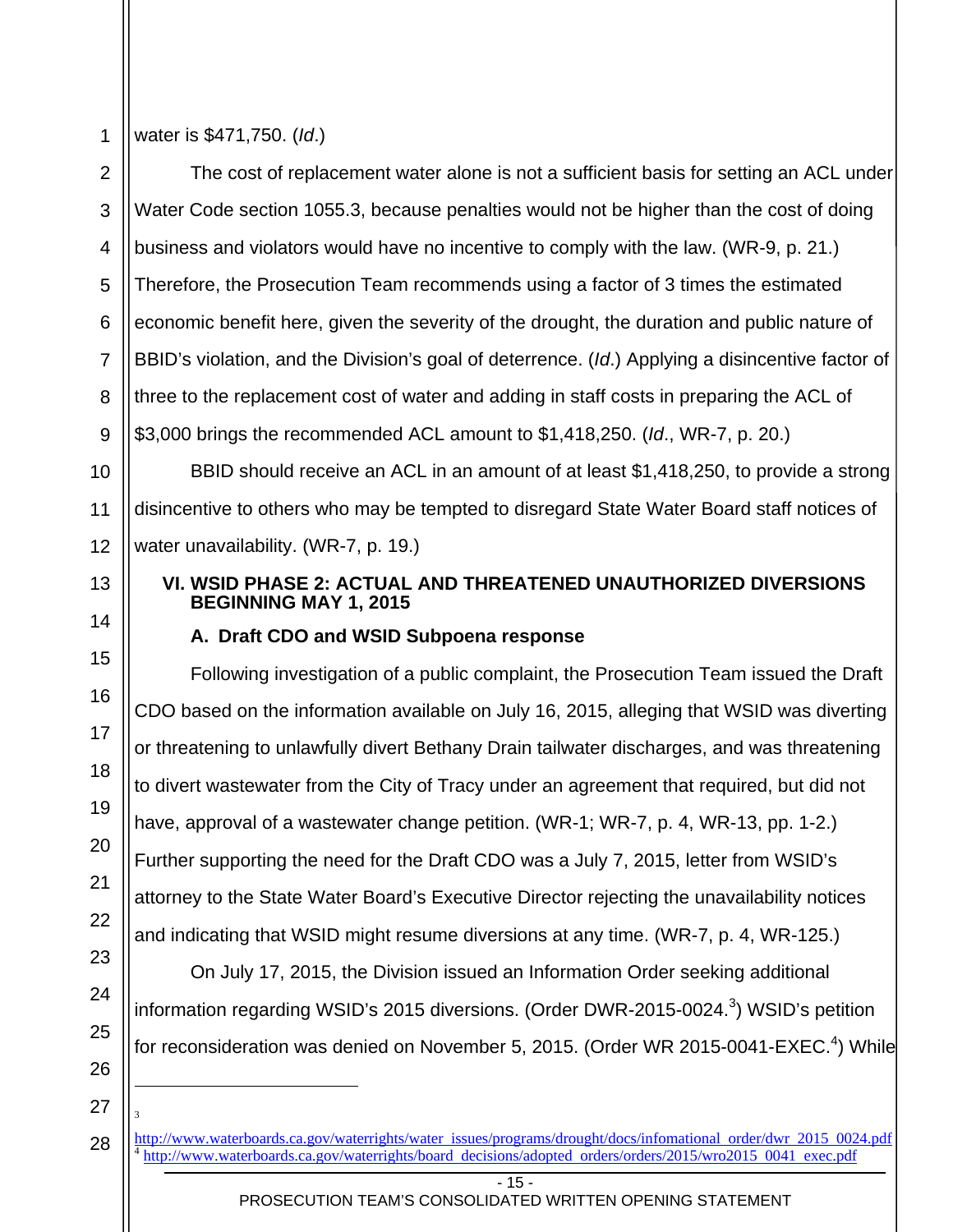water is $471,750. (*Id*.)

The cost of replacement water alone is not a sufficient basis for setting an ACL under Water Code section 1055.3, because penalties would not be higher than the cost of doing business and violators would have no incentive to comply with the law. (WR-9, p. 21.) Therefore, the Prosecution Team recommends using a factor of 3 times the estimated economic benefit here, given the severity of the drought, the duration and public nature of BBID's violation, and the Division's goal of deterrence. (*Id*.) Applying a disincentive factor of three to the replacement cost of water and adding in staff costs in preparing the ACL of $3,000 brings the recommended ACL amount to $1,418,250. (*Id*., WR-7, p. 20.)

BBID should receive an ACL in an amount of at least $1,418,250, to provide a strong disincentive to others who may be tempted to disregard State Water Board staff notices of water unavailability. (WR-7, p. 19.)

## VI. WSID PHASE 2: ACTUAL AND THREATENED UNAUTHORIZED DIVERSIONS BEGINNING MAY 1, 2015

### A. Draft CDO and WSID Subpoena response

Following investigation of a public complaint, the Prosecution Team issued the Draft CDO based on the information available on July 16, 2015, alleging that WSID was diverting or threatening to unlawfully divert Bethany Drain tailwater discharges, and was threatening to divert wastewater from the City of Tracy under an agreement that required, but did not have, approval of a wastewater change petition. (WR-1; WR-7, p. 4, WR-13, pp. 1-2.) Further supporting the need for the Draft CDO was a July 7, 2015, letter from WSID's attorney to the State Water Board's Executive Director rejecting the unavailability notices and indicating that WSID might resume diversions at any time. (WR-7, p. 4, WR-125.)

On July 17, 2015, the Division issued an Information Order seeking additional information regarding WSID's 2015 diversions. (Order DWR-2015-0024.[3]) WSID's petition for reconsideration was denied on November 5, 2015. (Order WR 2015-0041-EXEC.[4]) While

---

[3] http://www.waterboards.ca.gov/waterrights/water_issues/programs/drought/docs/infomational_order/dwr_2015_0024.pdf

[4] http://www.waterboards.ca.gov/waterrights/board_decisions/adopted_orders/orders/2015/wro2015_0041_exec.pdf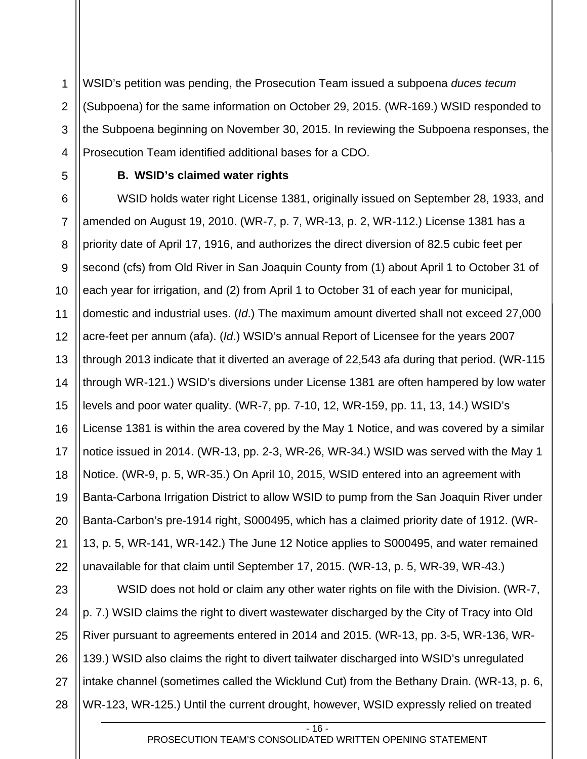WSID's petition was pending, the Prosecution Team issued a subpoena *duces tecum* (Subpoena) for the same information on October 29, 2015. (WR-169.) WSID responded to the Subpoena beginning on November 30, 2015. In reviewing the Subpoena responses, the Prosecution Team identified additional bases for a CDO.

**B. WSID's claimed water rights**

WSID holds water right License 1381, originally issued on September 28, 1933, and amended on August 19, 2010. (WR-7, p. 7, WR-13, p. 2, WR-112.) License 1381 has a priority date of April 17, 1916, and authorizes the direct diversion of 82.5 cubic feet per second (cfs) from Old River in San Joaquin County from (1) about April 1 to October 31 of each year for irrigation, and (2) from April 1 to October 31 of each year for municipal, domestic and industrial uses. (*Id*.) The maximum amount diverted shall not exceed 27,000 acre-feet per annum (afa). (*Id*.) WSID's annual Report of Licensee for the years 2007 through 2013 indicate that it diverted an average of 22,543 afa during that period. (WR-115 through WR-121.) WSID's diversions under License 1381 are often hampered by low water levels and poor water quality. (WR-7, pp. 7-10, 12, WR-159, pp. 11, 13, 14.) WSID's License 1381 is within the area covered by the May 1 Notice, and was covered by a similar notice issued in 2014. (WR-13, pp. 2-3, WR-26, WR-34.) WSID was served with the May 1 Notice. (WR-9, p. 5, WR-35.) On April 10, 2015, WSID entered into an agreement with Banta-Carbona Irrigation District to allow WSID to pump from the San Joaquin River under Banta-Carbon's pre-1914 right, S000495, which has a claimed priority date of 1912. (WR-13, p. 5, WR-141, WR-142.) The June 12 Notice applies to S000495, and water remained unavailable for that claim until September 17, 2015. (WR-13, p. 5, WR-39, WR-43.)

WSID does not hold or claim any other water rights on file with the Division. (WR-7, p. 7.) WSID claims the right to divert wastewater discharged by the City of Tracy into Old River pursuant to agreements entered in 2014 and 2015. (WR-13, pp. 3-5, WR-136, WR-139.) WSID also claims the right to divert tailwater discharged into WSID's unregulated intake channel (sometimes called the Wicklund Cut) from the Bethany Drain. (WR-13, p. 6, WR-123, WR-125.) Until the current drought, however, WSID expressly relied on treated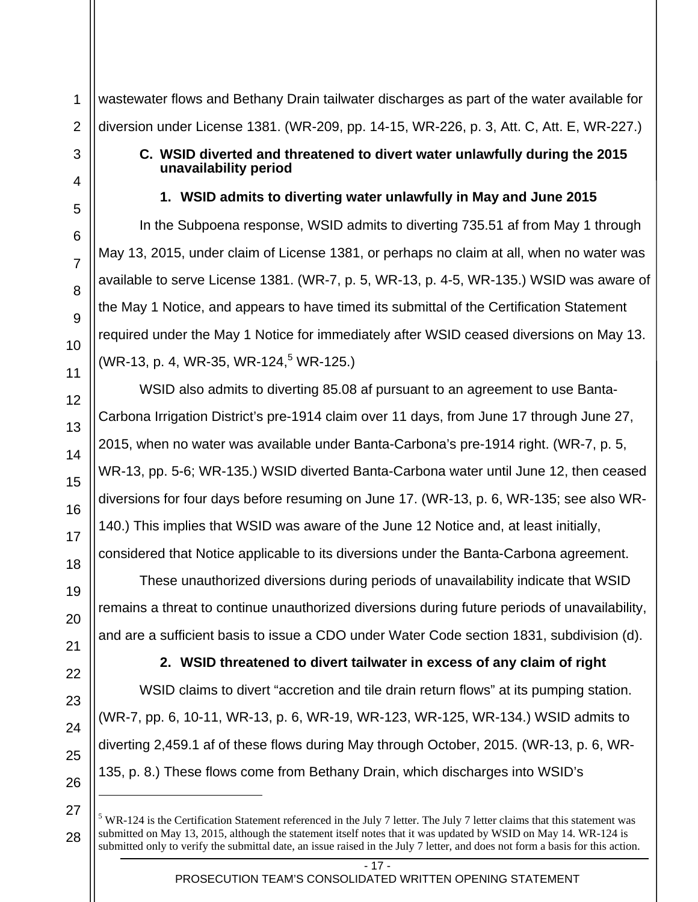wastewater flows and Bethany Drain tailwater discharges as part of the water available for diversion under License 1381. (WR-209, pp. 14-15, WR-226, p. 3, Att. C, Att. E, WR-227.)

### C. WSID diverted and threatened to divert water unlawfully during the 2015 unavailability period

#### 1. WSID admits to diverting water unlawfully in May and June 2015

In the Subpoena response, WSID admits to diverting 735.51 af from May 1 through May 13, 2015, under claim of License 1381, or perhaps no claim at all, when no water was available to serve License 1381. (WR-7, p. 5, WR-13, p. 4-5, WR-135.) WSID was aware of the May 1 Notice, and appears to have timed its submittal of the Certification Statement required under the May 1 Notice for immediately after WSID ceased diversions on May 13. (WR-13, p. 4, WR-35, WR-124,[5] WR-125.)

WSID also admits to diverting 85.08 af pursuant to an agreement to use Banta-Carbona Irrigation District's pre-1914 claim over 11 days, from June 17 through June 27, 2015, when no water was available under Banta-Carbona's pre-1914 right. (WR-7, p. 5, WR-13, pp. 5-6; WR-135.) WSID diverted Banta-Carbona water until June 12, then ceased diversions for four days before resuming on June 17. (WR-13, p. 6, WR-135; see also WR-140.) This implies that WSID was aware of the June 12 Notice and, at least initially, considered that Notice applicable to its diversions under the Banta-Carbona agreement.

These unauthorized diversions during periods of unavailability indicate that WSID remains a threat to continue unauthorized diversions during future periods of unavailability, and are a sufficient basis to issue a CDO under Water Code section 1831, subdivision (d).

#### 2. WSID threatened to divert tailwater in excess of any claim of right

WSID claims to divert "accretion and tile drain return flows" at its pumping station. (WR-7, pp. 6, 10-11, WR-13, p. 6, WR-19, WR-123, WR-125, WR-134.) WSID admits to diverting 2,459.1 af of these flows during May through October, 2015. (WR-13, p. 6, WR-135, p. 8.) These flows come from Bethany Drain, which discharges into WSID's

---

[5] WR-124 is the Certification Statement referenced in the July 7 letter. The July 7 letter claims that this statement was submitted on May 13, 2015, although the statement itself notes that it was updated by WSID on May 14. WR-124 is submitted only to verify the submittal date, an issue raised in the July 7 letter, and does not form a basis for this action.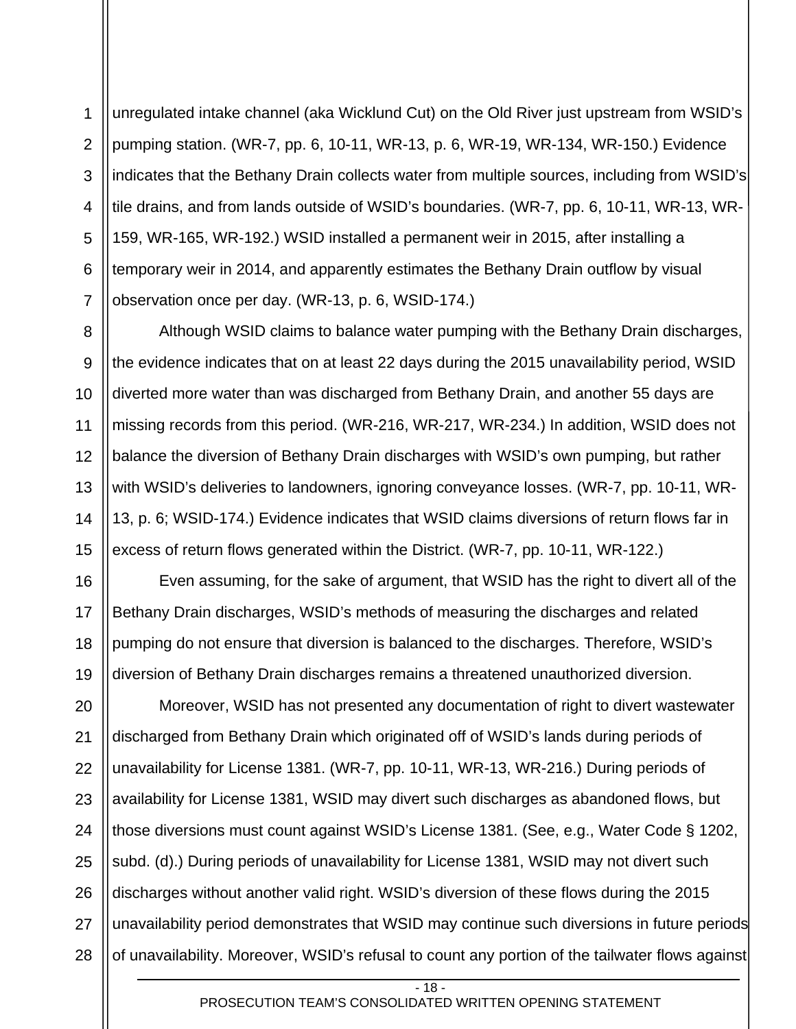unregulated intake channel (aka Wicklund Cut) on the Old River just upstream from WSID's pumping station. (WR-7, pp. 6, 10-11, WR-13, p. 6, WR-19, WR-134, WR-150.) Evidence indicates that the Bethany Drain collects water from multiple sources, including from WSID's tile drains, and from lands outside of WSID's boundaries. (WR-7, pp. 6, 10-11, WR-13, WR-159, WR-165, WR-192.) WSID installed a permanent weir in 2015, after installing a temporary weir in 2014, and apparently estimates the Bethany Drain outflow by visual observation once per day. (WR-13, p. 6, WSID-174.)

Although WSID claims to balance water pumping with the Bethany Drain discharges, the evidence indicates that on at least 22 days during the 2015 unavailability period, WSID diverted more water than was discharged from Bethany Drain, and another 55 days are missing records from this period. (WR-216, WR-217, WR-234.) In addition, WSID does not balance the diversion of Bethany Drain discharges with WSID's own pumping, but rather with WSID's deliveries to landowners, ignoring conveyance losses. (WR-7, pp. 10-11, WR-13, p. 6; WSID-174.) Evidence indicates that WSID claims diversions of return flows far in excess of return flows generated within the District. (WR-7, pp. 10-11, WR-122.)

Even assuming, for the sake of argument, that WSID has the right to divert all of the Bethany Drain discharges, WSID's methods of measuring the discharges and related pumping do not ensure that diversion is balanced to the discharges. Therefore, WSID's diversion of Bethany Drain discharges remains a threatened unauthorized diversion.

Moreover, WSID has not presented any documentation of right to divert wastewater discharged from Bethany Drain which originated off of WSID's lands during periods of unavailability for License 1381. (WR-7, pp. 10-11, WR-13, WR-216.) During periods of availability for License 1381, WSID may divert such discharges as abandoned flows, but those diversions must count against WSID's License 1381. (See, e.g., Water Code § 1202, subd. (d).) During periods of unavailability for License 1381, WSID may not divert such discharges without another valid right. WSID's diversion of these flows during the 2015 unavailability period demonstrates that WSID may continue such diversions in future periods of unavailability. Moreover, WSID's refusal to count any portion of the tailwater flows against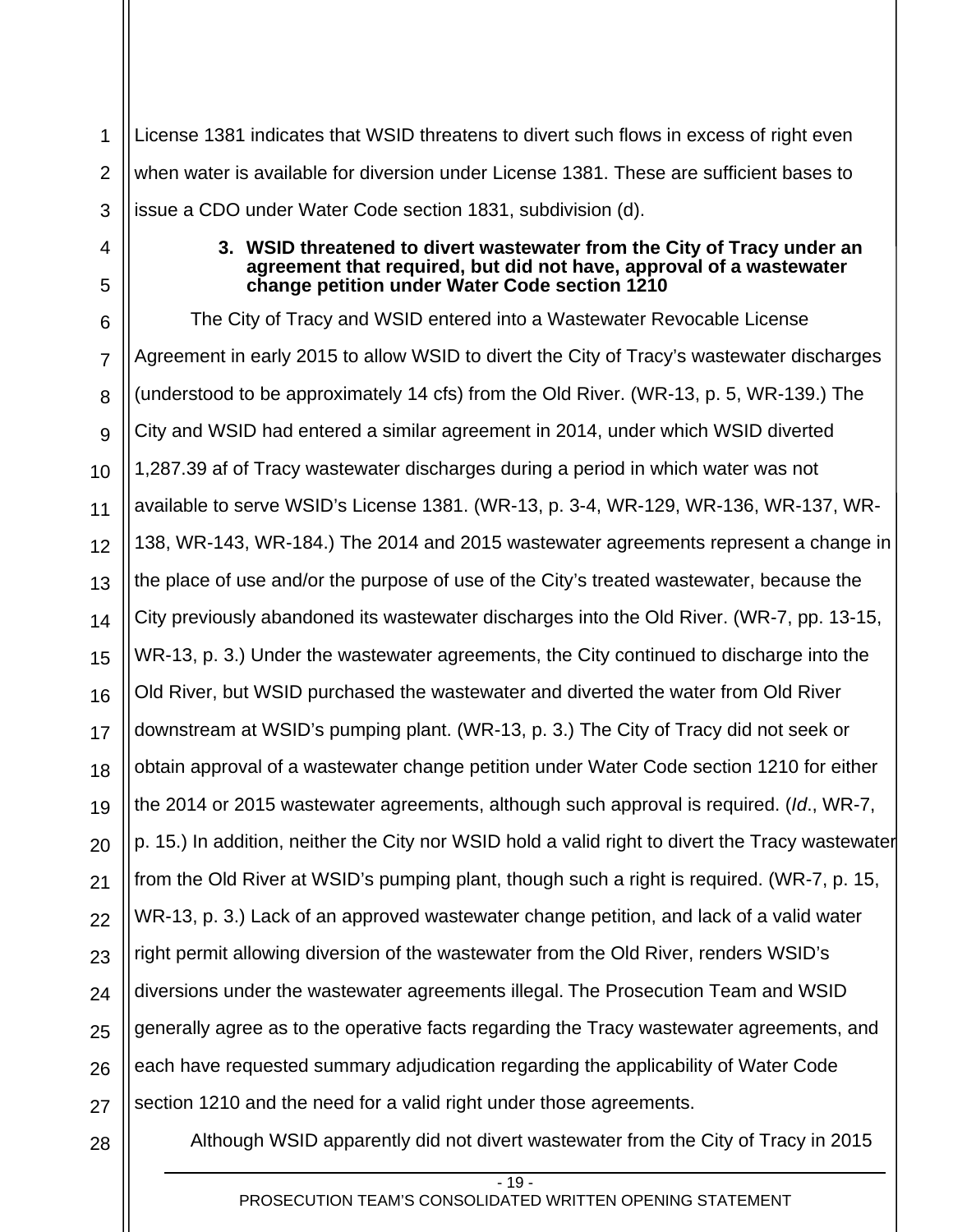License 1381 indicates that WSID threatens to divert such flows in excess of right even when water is available for diversion under License 1381. These are sufficient bases to issue a CDO under Water Code section 1831, subdivision (d).

**3. WSID threatened to divert wastewater from the City of Tracy under an agreement that required, but did not have, approval of a wastewater change petition under Water Code section 1210**

The City of Tracy and WSID entered into a Wastewater Revocable License Agreement in early 2015 to allow WSID to divert the City of Tracy's wastewater discharges (understood to be approximately 14 cfs) from the Old River. (WR-13, p. 5, WR-139.) The City and WSID had entered a similar agreement in 2014, under which WSID diverted 1,287.39 af of Tracy wastewater discharges during a period in which water was not available to serve WSID's License 1381. (WR-13, p. 3-4, WR-129, WR-136, WR-137, WR-138, WR-143, WR-184.) The 2014 and 2015 wastewater agreements represent a change in the place of use and/or the purpose of use of the City's treated wastewater, because the City previously abandoned its wastewater discharges into the Old River. (WR-7, pp. 13-15, WR-13, p. 3.) Under the wastewater agreements, the City continued to discharge into the Old River, but WSID purchased the wastewater and diverted the water from Old River downstream at WSID's pumping plant. (WR-13, p. 3.) The City of Tracy did not seek or obtain approval of a wastewater change petition under Water Code section 1210 for either the 2014 or 2015 wastewater agreements, although such approval is required. (*Id*., WR-7, p. 15.) In addition, neither the City nor WSID hold a valid right to divert the Tracy wastewater from the Old River at WSID's pumping plant, though such a right is required. (WR-7, p. 15, WR-13, p. 3.) Lack of an approved wastewater change petition, and lack of a valid water right permit allowing diversion of the wastewater from the Old River, renders WSID's diversions under the wastewater agreements illegal. The Prosecution Team and WSID generally agree as to the operative facts regarding the Tracy wastewater agreements, and each have requested summary adjudication regarding the applicability of Water Code section 1210 and the need for a valid right under those agreements.

Although WSID apparently did not divert wastewater from the City of Tracy in 2015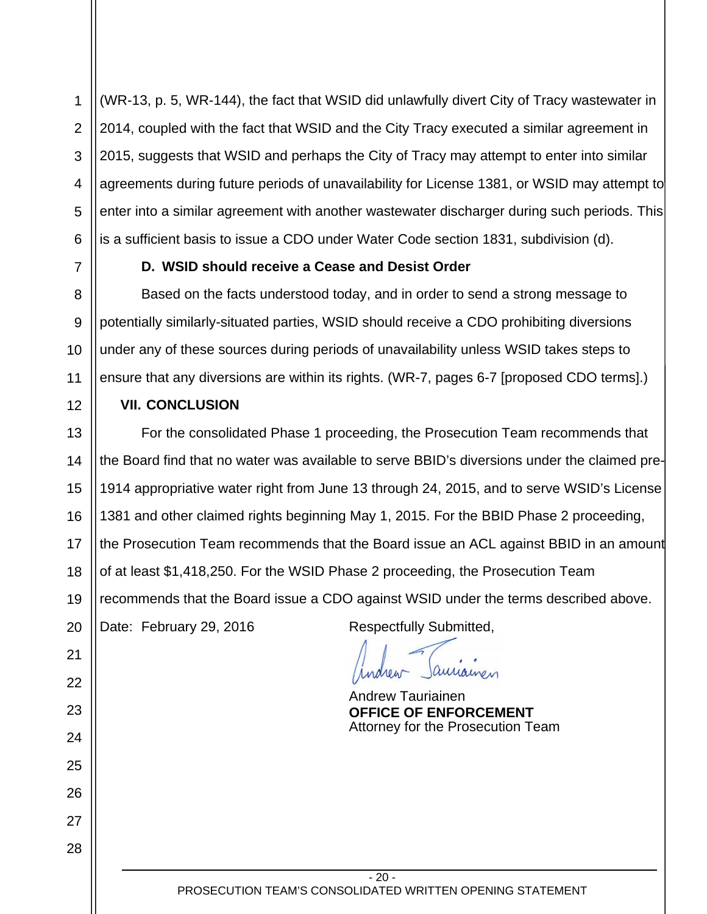(WR-13, p. 5, WR-144), the fact that WSID did unlawfully divert City of Tracy wastewater in 2014, coupled with the fact that WSID and the City Tracy executed a similar agreement in 2015, suggests that WSID and perhaps the City of Tracy may attempt to enter into similar agreements during future periods of unavailability for License 1381, or WSID may attempt to enter into a similar agreement with another wastewater discharger during such periods. This is a sufficient basis to issue a CDO under Water Code section 1831, subdivision (d).

**D. WSID should receive a Cease and Desist Order**

Based on the facts understood today, and in order to send a strong message to potentially similarly-situated parties, WSID should receive a CDO prohibiting diversions under any of these sources during periods of unavailability unless WSID takes steps to ensure that any diversions are within its rights. (WR-7, pages 6-7 [proposed CDO terms].)

## VII. CONCLUSION

For the consolidated Phase 1 proceeding, the Prosecution Team recommends that the Board find that no water was available to serve BBID's diversions under the claimed pre-1914 appropriative water right from June 13 through 24, 2015, and to serve WSID's License 1381 and other claimed rights beginning May 1, 2015. For the BBID Phase 2 proceeding, the Prosecution Team recommends that the Board issue an ACL against BBID in an amount of at least $1,418,250. For the WSID Phase 2 proceeding, the Prosecution Team recommends that the Board issue a CDO against WSID under the terms described above.

Date: February 29, 2016

Respectfully Submitted,

Andrew Tauriainen
**OFFICE OF ENFORCEMENT**
Attorney for the Prosecution Team